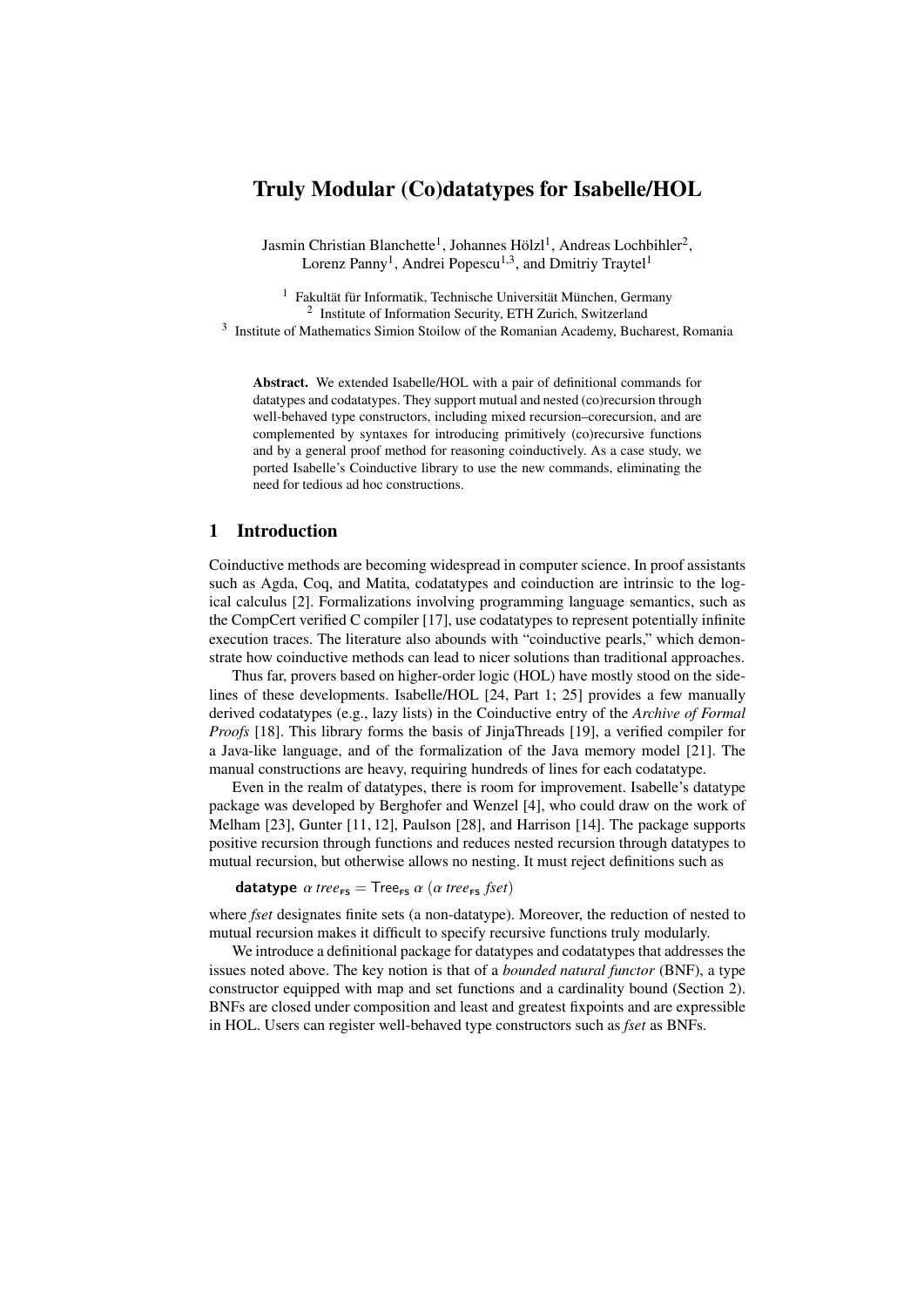# Truly Modular (Co)datatypes for Isabelle/HOL

Jasmin Christian Blanchette[1], Johannes Hölzl[1], Andreas Lochbihler[2], Lorenz Panny[1], Andrei Popescu[1,3], and Dmitriy Traytel[1]

[1] Fakultät für Informatik, Technische Universität München, Germany
[2] Institute of Information Security, ETH Zurich, Switzerland
[3] Institute of Mathematics Simion Stoilow of the Romanian Academy, Bucharest, Romania

**Abstract.** We extended Isabelle/HOL with a pair of definitional commands for datatypes and codatatypes. They support mutual and nested (co)recursion through well-behaved type constructors, including mixed recursion–corecursion, and are complemented by syntaxes for introducing primitively (co)recursive functions and by a general proof method for reasoning coinductively. As a case study, we ported Isabelle's Coinductive library to use the new commands, eliminating the need for tedious ad hoc constructions.

## 1 Introduction

Coinductive methods are becoming widespread in computer science. In proof assistants such as Agda, Coq, and Matita, codatatypes and coinduction are intrinsic to the logical calculus [2]. Formalizations involving programming language semantics, such as the CompCert verified C compiler [17], use codatatypes to represent potentially infinite execution traces. The literature also abounds with "coinductive pearls," which demonstrate how coinductive methods can lead to nicer solutions than traditional approaches.

Thus far, provers based on higher-order logic (HOL) have mostly stood on the sidelines of these developments. Isabelle/HOL [24, Part 1; 25] provides a few manually derived codatatypes (e.g., lazy lists) in the Coinductive entry of the *Archive of Formal Proofs* [18]. This library forms the basis of JinjaThreads [19], a verified compiler for a Java-like language, and of the formalization of the Java memory model [21]. The manual constructions are heavy, requiring hundreds of lines for each codatatype.

Even in the realm of datatypes, there is room for improvement. Isabelle's datatype package was developed by Berghofer and Wenzel [4], who could draw on the work of Melham [23], Gunter [11, 12], Paulson [28], and Harrison [14]. The package supports positive recursion through functions and reduces nested recursion through datatypes to mutual recursion, but otherwise allows no nesting. It must reject definitions such as

$$\textbf{datatype}\ \alpha\ \mathit{tree}_{\mathsf{FS}} = \mathsf{Tree}_{\mathsf{FS}}\ \alpha\ (\alpha\ \mathit{tree}_{\mathsf{FS}}\ \mathit{fset})$$

where *fset* designates finite sets (a non-datatype). Moreover, the reduction of nested to mutual recursion makes it difficult to specify recursive functions truly modularly.

We introduce a definitional package for datatypes and codatatypes that addresses the issues noted above. The key notion is that of a *bounded natural functor* (BNF), a type constructor equipped with map and set functions and a cardinality bound (Section 2). BNFs are closed under composition and least and greatest fixpoints and are expressible in HOL. Users can register well-behaved type constructors such as *fset* as BNFs.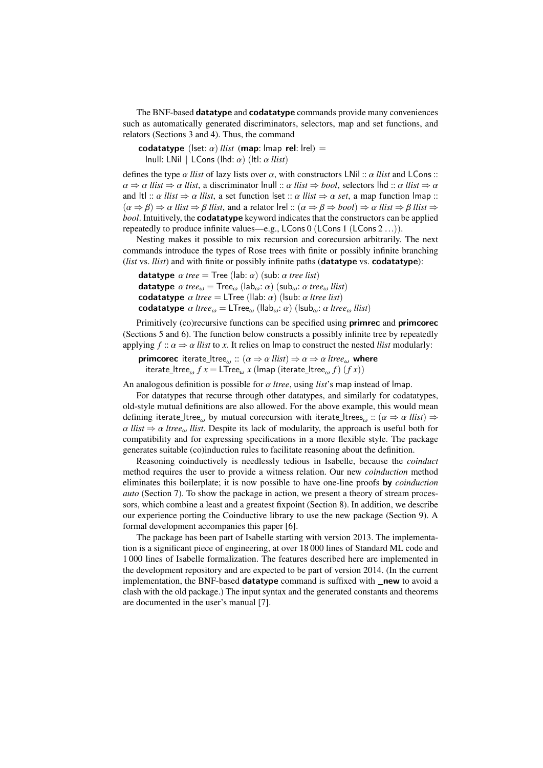The BNF-based **datatype** and **codatatype** commands provide many conveniences such as automatically generated discriminators, selectors, map and set functions, and relators (Sections 3 and 4). Thus, the command

**codatatype** (lset: $\alpha$) *llist* (**map**: lmap **rel**: lrel) =
  lnull: LNil | LCons (lhd: $\alpha$) (ltl: $\alpha$ *llist*)

defines the type $\alpha$ *llist* of lazy lists over $\alpha$, with constructors LNil :: $\alpha$ *llist* and LCons :: $\alpha \Rightarrow \alpha$ *llist* $\Rightarrow \alpha$ *llist*, a discriminator lnull :: $\alpha$ *llist* $\Rightarrow$ *bool*, selectors lhd :: $\alpha$ *llist* $\Rightarrow \alpha$ and ltl :: $\alpha$ *llist* $\Rightarrow \alpha$ *llist*, a set function lset :: $\alpha$ *llist* $\Rightarrow \alpha$ *set*, a map function lmap :: $(\alpha \Rightarrow \beta) \Rightarrow \alpha$ *llist* $\Rightarrow \beta$ *llist*, and a relator lrel :: $(\alpha \Rightarrow \beta \Rightarrow$ *bool*$) \Rightarrow \alpha$ *llist* $\Rightarrow \beta$ *llist* $\Rightarrow$ *bool*. Intuitively, the **codatatype** keyword indicates that the constructors can be applied repeatedly to produce infinite values—e.g., LCons 0 (LCons 1 (LCons 2 ...)).

Nesting makes it possible to mix recursion and corecursion arbitrarily. The next commands introduce the types of Rose trees with finite or possibly infinite branching (*list* vs. *llist*) and with finite or possibly infinite paths (**datatype** vs. **codatatype**):

**datatype** $\alpha$ *tree* = Tree (lab: $\alpha$) (sub: $\alpha$ *tree list*)
**datatype** $\alpha$ $tree_\omega$ = $\text{Tree}_\omega$ ($\text{lab}_\omega$: $\alpha$) ($\text{sub}_\omega$: $\alpha$ $tree_\omega$ *llist*)
**codatatype** $\alpha$ *ltree* = LTree (llab: $\alpha$) (lsub: $\alpha$ *ltree list*)
**codatatype** $\alpha$ $ltree_\omega$ = $\text{LTree}_\omega$ ($\text{llab}_\omega$: $\alpha$) ($\text{lsub}_\omega$: $\alpha$ $ltree_\omega$ *llist*)

Primitively (co)recursive functions can be specified using **primrec** and **primcorec** (Sections 5 and 6). The function below constructs a possibly infinite tree by repeatedly applying $f :: \alpha \Rightarrow \alpha$ *llist* to $x$. It relies on lmap to construct the nested *llist* modularly:

**primcorec** $\text{iterate\_ltree}_\omega$ :: $(\alpha \Rightarrow \alpha$ *llist*$) \Rightarrow \alpha \Rightarrow \alpha$ $ltree_\omega$ **where**
  $\text{iterate\_ltree}_\omega$ $f$ $x$ = $\text{LTree}_\omega$ $x$ (lmap ($\text{iterate\_ltree}_\omega$ $f$) ($f$ $x$))

An analogous definition is possible for $\alpha$ *ltree*, using *list*'s map instead of lmap.

For datatypes that recurse through other datatypes, and similarly for codatatypes, old-style mutual definitions are also allowed. For the above example, this would mean defining $\text{iterate\_ltree}_\omega$ by mutual corecursion with $\text{iterate\_ltrees}_\omega$ :: $(\alpha \Rightarrow \alpha$ *llist*$) \Rightarrow \alpha$ *llist* $\Rightarrow \alpha$ $ltree_\omega$ *llist*. Despite its lack of modularity, the approach is useful both for compatibility and for expressing specifications in a more flexible style. The package generates suitable (co)induction rules to facilitate reasoning about the definition.

Reasoning coinductively is needlessly tedious in Isabelle, because the *coinduct* method requires the user to provide a witness relation. Our new *coinduction* method eliminates this boilerplate; it is now possible to have one-line proofs **by** *coinduction auto* (Section 7). To show the package in action, we present a theory of stream processors, which combine a least and a greatest fixpoint (Section 8). In addition, we describe our experience porting the Coinductive library to use the new package (Section 9). A formal development accompanies this paper [6].

The package has been part of Isabelle starting with version 2013. The implementation is a significant piece of engineering, at over 18 000 lines of Standard ML code and 1 000 lines of Isabelle formalization. The features described here are implemented in the development repository and are expected to be part of version 2014. (In the current implementation, the BNF-based **datatype** command is suffixed with **_new** to avoid a clash with the old package.) The input syntax and the generated constants and theorems are documented in the user's manual [7].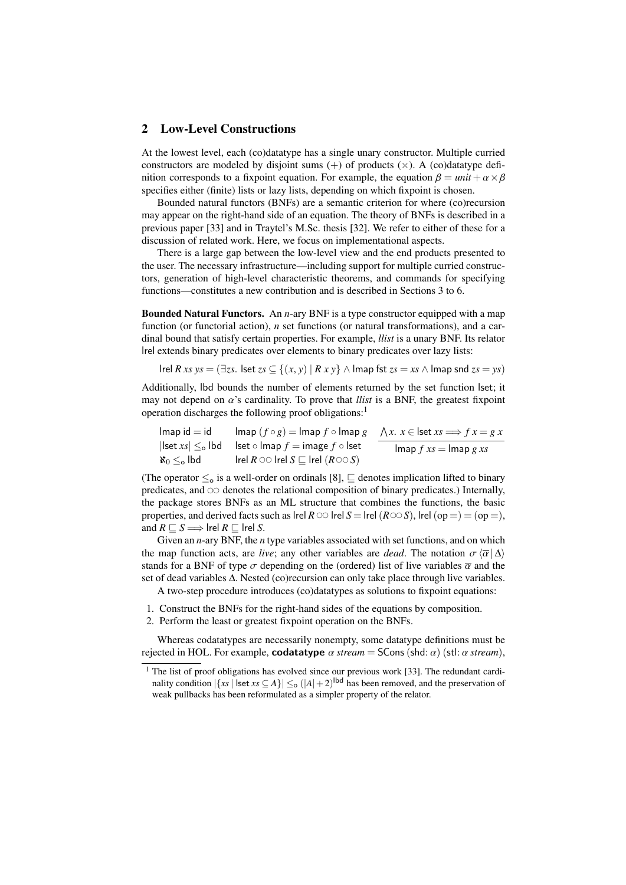## 2 Low-Level Constructions

At the lowest level, each (co)datatype has a single unary constructor. Multiple curried constructors are modeled by disjoint sums (+) of products (×). A (co)datatype definition corresponds to a fixpoint equation. For example, the equation $\beta = unit + \alpha \times \beta$ specifies either (finite) lists or lazy lists, depending on which fixpoint is chosen.

Bounded natural functors (BNFs) are a semantic criterion for where (co)recursion may appear on the right-hand side of an equation. The theory of BNFs is described in a previous paper [33] and in Traytel's M.Sc. thesis [32]. We refer to either of these for a discussion of related work. Here, we focus on implementational aspects.

There is a large gap between the low-level view and the end products presented to the user. The necessary infrastructure—including support for multiple curried constructors, generation of high-level characteristic theorems, and commands for specifying functions—constitutes a new contribution and is described in Sections 3 to 6.

**Bounded Natural Functors.** An $n$-ary BNF is a type constructor equipped with a map function (or functorial action), $n$ set functions (or natural transformations), and a cardinal bound that satisfy certain properties. For example, *llist* is a unary BNF. Its relator lrel extends binary predicates over elements to binary predicates over lazy lists:

$$\mathsf{lrel}\ R\ xs\ ys = (\exists zs.\ \mathsf{lset}\ zs \subseteq \{(x, y) \mid R\ x\ y\} \wedge \mathsf{lmap\ fst}\ zs = xs \wedge \mathsf{lmap\ snd}\ zs = ys)$$

Additionally, lbd bounds the number of elements returned by the set function lset; it may not depend on $\alpha$'s cardinality. To prove that *llist* is a BNF, the greatest fixpoint operation discharges the following proof obligations:[1]

$$\begin{array}{lll}
\mathsf{lmap\ id} = \mathsf{id} & \mathsf{lmap}\ (f \circ g) = \mathsf{lmap}\ f \circ \mathsf{lmap}\ g & \dfrac{\bigwedge x.\ x \in \mathsf{lset}\ xs \Longrightarrow f\ x = g\ x}{\mathsf{lmap}\ f\ xs = \mathsf{lmap}\ g\ xs} \\
|\mathsf{lset}\ xs| \leq_{\mathsf{o}} \mathsf{lbd} & \mathsf{lset} \circ \mathsf{lmap}\ f = \mathsf{image}\ f \circ \mathsf{lset} & \\
\aleph_0 \leq_{\mathsf{o}} \mathsf{lbd} & \mathsf{lrel}\ R \circ\circ \mathsf{lrel}\ S \sqsubseteq \mathsf{lrel}\ (R \circ\circ S) &
\end{array}$$

(The operator $\leq_{\mathsf{o}}$ is a well-order on ordinals [8], $\sqsubseteq$ denotes implication lifted to binary predicates, and $\circ\circ$ denotes the relational composition of binary predicates.) Internally, the package stores BNFs as an ML structure that combines the functions, the basic properties, and derived facts such as $\mathsf{lrel}\ R \circ\circ \mathsf{lrel}\ S = \mathsf{lrel}\ (R \circ\circ S)$, $\mathsf{lrel}\ (\mathrm{op} =) = (\mathrm{op} =)$, and $R \sqsubseteq S \Longrightarrow \mathsf{lrel}\ R \sqsubseteq \mathsf{lrel}\ S$.

Given an $n$-ary BNF, the $n$ type variables associated with set functions, and on which the map function acts, are *live*; any other variables are *dead*. The notation $\sigma\,\langle\overline{\alpha}\,|\,\Delta\rangle$ stands for a BNF of type $\sigma$ depending on the (ordered) list of live variables $\overline{\alpha}$ and the set of dead variables $\Delta$. Nested (co)recursion can only take place through live variables.

A two-step procedure introduces (co)datatypes as solutions to fixpoint equations:

1. Construct the BNFs for the right-hand sides of the equations by composition.
2. Perform the least or greatest fixpoint operation on the BNFs.

Whereas codatatypes are necessarily nonempty, some datatype definitions must be rejected in HOL. For example, **codatatype** $\alpha$ *stream* = SCons (shd: $\alpha$) (stl: $\alpha$ *stream*),

[1] The list of proof obligations has evolved since our previous work [33]. The redundant cardinality condition $|\{xs \mid \mathsf{lset}\ xs \subseteq A\}| \leq_{\mathsf{o}} (|A| + 2)^{\mathsf{lbd}}$ has been removed, and the preservation of weak pullbacks has been reformulated as a simpler property of the relator.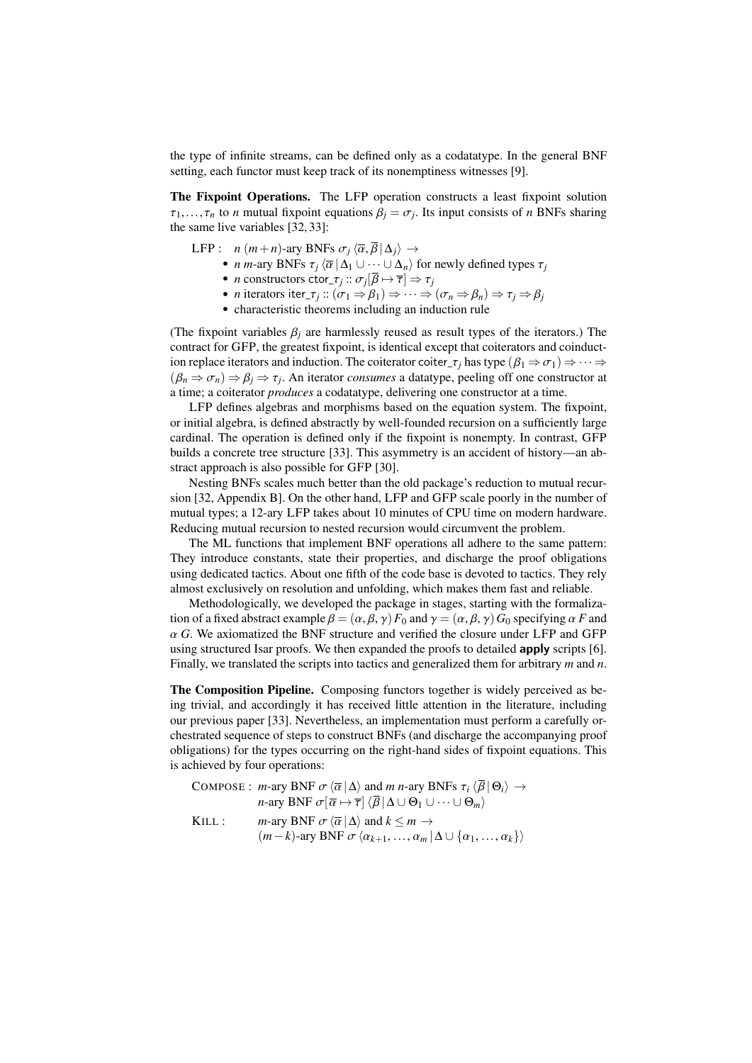the type of infinite streams, can be defined only as a codatatype. In the general BNF setting, each functor must keep track of its nonemptiness witnesses [9].

**The Fixpoint Operations.** The LFP operation constructs a least fixpoint solution $\tau_1, \ldots, \tau_n$ to $n$ mutual fixpoint equations $\beta_j = \sigma_j$. Its input consists of $n$ BNFs sharing the same live variables [32, 33]:

LFP : $n$ $(m+n)$-ary BNFs $\sigma_j\ \langle \overline{\alpha}, \overline{\beta} \,|\, \Delta_j \rangle \;\rightarrow$

- $n$ $m$-ary BNFs $\tau_j\ \langle \overline{\alpha} \,|\, \Delta_1 \cup \cdots \cup \Delta_n \rangle$ for newly defined types $\tau_j$
- $n$ constructors $\mathsf{ctor\_}\tau_j :: \sigma_j[\overline{\beta} \mapsto \overline{\tau}] \Rightarrow \tau_j$
- $n$ iterators $\mathsf{iter\_}\tau_j :: (\sigma_1 \Rightarrow \beta_1) \Rightarrow \cdots \Rightarrow (\sigma_n \Rightarrow \beta_n) \Rightarrow \tau_j \Rightarrow \beta_j$
- characteristic theorems including an induction rule

(The fixpoint variables $\beta_j$ are harmlessly reused as result types of the iterators.) The contract for GFP, the greatest fixpoint, is identical except that coiterators and coinduction replace iterators and induction. The coiterator $\mathsf{coiter\_}\tau_j$ has type $(\beta_1 \Rightarrow \sigma_1) \Rightarrow \cdots \Rightarrow (\beta_n \Rightarrow \sigma_n) \Rightarrow \beta_j \Rightarrow \tau_j$. An iterator *consumes* a datatype, peeling off one constructor at a time; a coiterator *produces* a codatatype, delivering one constructor at a time.

LFP defines algebras and morphisms based on the equation system. The fixpoint, or initial algebra, is defined abstractly by well-founded recursion on a sufficiently large cardinal. The operation is defined only if the fixpoint is nonempty. In contrast, GFP builds a concrete tree structure [33]. This asymmetry is an accident of history—an abstract approach is also possible for GFP [30].

Nesting BNFs scales much better than the old package's reduction to mutual recursion [32, Appendix B]. On the other hand, LFP and GFP scale poorly in the number of mutual types; a 12-ary LFP takes about 10 minutes of CPU time on modern hardware. Reducing mutual recursion to nested recursion would circumvent the problem.

The ML functions that implement BNF operations all adhere to the same pattern: They introduce constants, state their properties, and discharge the proof obligations using dedicated tactics. About one fifth of the code base is devoted to tactics. They rely almost exclusively on resolution and unfolding, which makes them fast and reliable.

Methodologically, we developed the package in stages, starting with the formalization of a fixed abstract example $\beta = (\alpha, \beta, \gamma)\, F_0$ and $\gamma = (\alpha, \beta, \gamma)\, G_0$ specifying $\alpha\ F$ and $\alpha\ G$. We axiomatized the BNF structure and verified the closure under LFP and GFP using structured Isar proofs. We then expanded the proofs to detailed **apply** scripts [6]. Finally, we translated the scripts into tactics and generalized them for arbitrary $m$ and $n$.

**The Composition Pipeline.** Composing functors together is widely perceived as being trivial, and accordingly it has received little attention in the literature, including our previous paper [33]. Nevertheless, an implementation must perform a carefully orchestrated sequence of steps to construct BNFs (and discharge the accompanying proof obligations) for the types occurring on the right-hand sides of fixpoint equations. This is achieved by four operations:

COMPOSE : $m$-ary BNF $\sigma\ \langle \overline{\alpha} \,|\, \Delta \rangle$ and $m$ $n$-ary BNFs $\tau_i\ \langle \overline{\beta} \,|\, \Theta_i \rangle \;\rightarrow$
$n$-ary BNF $\sigma[\overline{\alpha} \mapsto \overline{\tau}]\ \langle \overline{\beta} \,|\, \Delta \cup \Theta_1 \cup \cdots \cup \Theta_m \rangle$

KILL : $m$-ary BNF $\sigma\ \langle \overline{\alpha} \,|\, \Delta \rangle$ and $k \leq m \;\rightarrow$
$(m-k)$-ary BNF $\sigma\ \langle \alpha_{k+1}, \ldots, \alpha_m \,|\, \Delta \cup \{\alpha_1, \ldots, \alpha_k\} \rangle$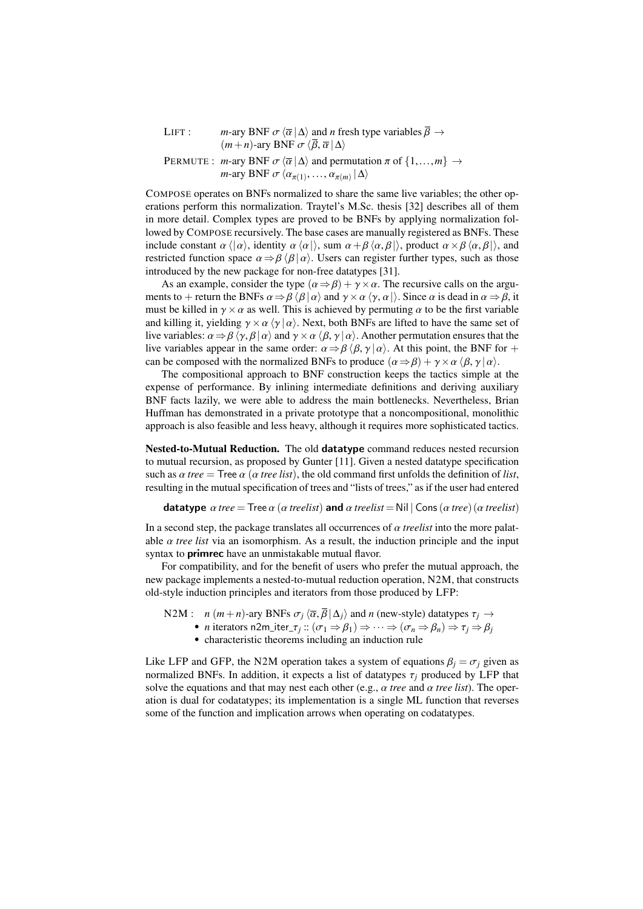LIFT : $m$-ary BNF $\sigma\,\langle \overline{\alpha} \,|\, \Delta \rangle$ and $n$ fresh type variables $\overline{\beta} \to$ $(m+n)$-ary BNF $\sigma\,\langle \overline{\beta}, \overline{\alpha} \,|\, \Delta \rangle$

PERMUTE : $m$-ary BNF $\sigma\,\langle \overline{\alpha} \,|\, \Delta \rangle$ and permutation $\pi$ of $\{1,\ldots,m\} \to$ $m$-ary BNF $\sigma\,\langle \alpha_{\pi(1)},\ldots,\alpha_{\pi(m)} \,|\, \Delta \rangle$

COMPOSE operates on BNFs normalized to share the same live variables; the other operations perform this normalization. Traytel's M.Sc. thesis [32] describes all of them in more detail. Complex types are proved to be BNFs by applying normalization followed by COMPOSE recursively. The base cases are manually registered as BNFs. These include constant $\alpha\,\langle\,|\,\alpha\rangle$, identity $\alpha\,\langle\alpha\,|\,\rangle$, sum $\alpha+\beta\,\langle\alpha,\beta\,|\,\rangle$, product $\alpha\times\beta\,\langle\alpha,\beta\,|\,\rangle$, and restricted function space $\alpha\Rightarrow\beta\,\langle\beta\,|\,\alpha\rangle$. Users can register further types, such as those introduced by the new package for non-free datatypes [31].

As an example, consider the type $(\alpha\Rightarrow\beta)+\gamma\times\alpha$. The recursive calls on the arguments to $+$ return the BNFs $\alpha\Rightarrow\beta\,\langle\beta\,|\,\alpha\rangle$ and $\gamma\times\alpha\,\langle\gamma,\alpha\,|\,\rangle$. Since $\alpha$ is dead in $\alpha\Rightarrow\beta$, it must be killed in $\gamma\times\alpha$ as well. This is achieved by permuting $\alpha$ to be the first variable and killing it, yielding $\gamma\times\alpha\,\langle\gamma\,|\,\alpha\rangle$. Next, both BNFs are lifted to have the same set of live variables: $\alpha\Rightarrow\beta\,\langle\gamma,\beta\,|\,\alpha\rangle$ and $\gamma\times\alpha\,\langle\beta,\gamma\,|\,\alpha\rangle$. Another permutation ensures that the live variables appear in the same order: $\alpha\Rightarrow\beta\,\langle\beta,\gamma\,|\,\alpha\rangle$. At this point, the BNF for $+$ can be composed with the normalized BNFs to produce $(\alpha\Rightarrow\beta)+\gamma\times\alpha\,\langle\beta,\gamma\,|\,\alpha\rangle$.

The compositional approach to BNF construction keeps the tactics simple at the expense of performance. By inlining intermediate definitions and deriving auxiliary BNF facts lazily, we were able to address the main bottlenecks. Nevertheless, Brian Huffman has demonstrated in a private prototype that a noncompositional, monolithic approach is also feasible and less heavy, although it requires more sophisticated tactics.

**Nested-to-Mutual Reduction.** The old **datatype** command reduces nested recursion to mutual recursion, as proposed by Gunter [11]. Given a nested datatype specification such as $\alpha$ *tree* = Tree $\alpha$ ($\alpha$ *tree list*), the old command first unfolds the definition of *list*, resulting in the mutual specification of trees and "lists of trees," as if the user had entered

**datatype** $\alpha$ *tree* = Tree $\alpha$ ($\alpha$ *treelist*) **and** $\alpha$ *treelist* = Nil | Cons ($\alpha$ *tree*) ($\alpha$ *treelist*)

In a second step, the package translates all occurrences of $\alpha$ *treelist* into the more palatable $\alpha$ *tree list* via an isomorphism. As a result, the induction principle and the input syntax to **primrec** have an unmistakable mutual flavor.

For compatibility, and for the benefit of users who prefer the mutual approach, the new package implements a nested-to-mutual reduction operation, N2M, that constructs old-style induction principles and iterators from those produced by LFP:

N2M : $n$ $(m+n)$-ary BNFs $\sigma_j\,\langle \overline{\alpha}, \overline{\beta} \,|\, \Delta_j \rangle$ and $n$ (new-style) datatypes $\tau_j \to$

- $n$ iterators n2m_iter_$\tau_j$ :: $(\sigma_1 \Rightarrow \beta_1) \Rightarrow \cdots \Rightarrow (\sigma_n \Rightarrow \beta_n) \Rightarrow \tau_j \Rightarrow \beta_j$
- characteristic theorems including an induction rule

Like LFP and GFP, the N2M operation takes a system of equations $\beta_j = \sigma_j$ given as normalized BNFs. In addition, it expects a list of datatypes $\tau_j$ produced by LFP that solve the equations and that may nest each other (e.g., $\alpha$ *tree* and $\alpha$ *tree list*). The operation is dual for codatatypes; its implementation is a single ML function that reverses some of the function and implication arrows when operating on codatatypes.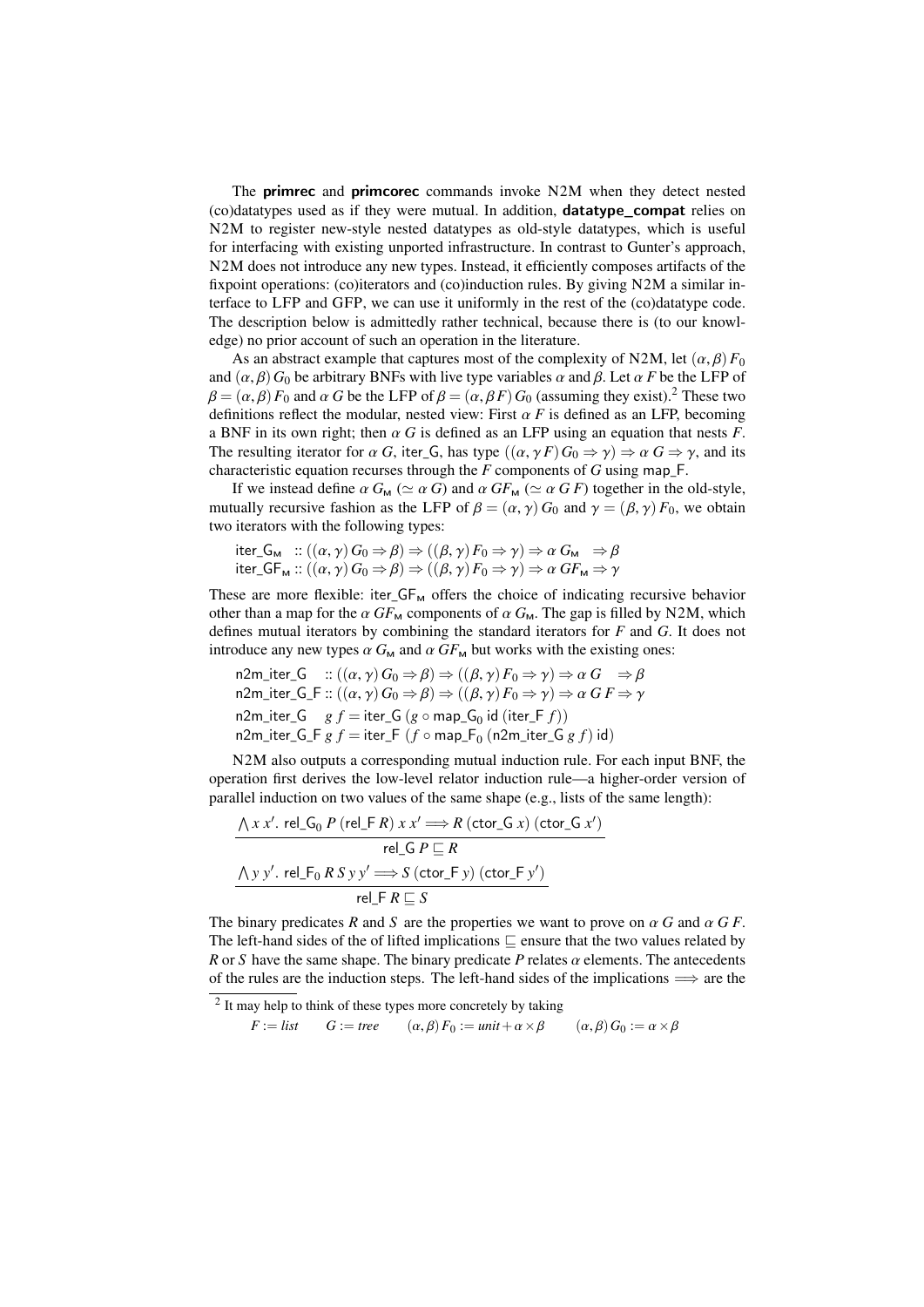The **primrec** and **primcorec** commands invoke N2M when they detect nested (co)datatypes used as if they were mutual. In addition, **datatype_compat** relies on N2M to register new-style nested datatypes as old-style datatypes, which is useful for interfacing with existing unported infrastructure. In contrast to Gunter's approach, N2M does not introduce any new types. Instead, it efficiently composes artifacts of the fixpoint operations: (co)iterators and (co)induction rules. By giving N2M a similar interface to LFP and GFP, we can use it uniformly in the rest of the (co)datatype code. The description below is admittedly rather technical, because there is (to our knowledge) no prior account of such an operation in the literature.

As an abstract example that captures most of the complexity of N2M, let $(\alpha, \beta)\, F_0$ and $(\alpha, \beta)\, G_0$ be arbitrary BNFs with live type variables $\alpha$ and $\beta$. Let $\alpha\, F$ be the LFP of $\beta = (\alpha, \beta)\, F_0$ and $\alpha\, G$ be the LFP of $\beta = (\alpha, \beta\, F)\, G_0$ (assuming they exist).[2] These two definitions reflect the modular, nested view: First $\alpha\, F$ is defined as an LFP, becoming a BNF in its own right; then $\alpha\, G$ is defined as an LFP using an equation that nests $F$. The resulting iterator for $\alpha\, G$, iter_G, has type $((\alpha, \gamma\, F)\, G_0 \Rightarrow \gamma) \Rightarrow \alpha\, G \Rightarrow \gamma$, and its characteristic equation recurses through the $F$ components of $G$ using map_F.

If we instead define $\alpha\, G_\mathsf{M}$ ($\simeq \alpha\, G$) and $\alpha\, GF_\mathsf{M}$ ($\simeq \alpha\, G\, F$) together in the old-style, mutually recursive fashion as the LFP of $\beta = (\alpha, \gamma)\, G_0$ and $\gamma = (\beta, \gamma)\, F_0$, we obtain two iterators with the following types:

$$\begin{aligned}
&\mathsf{iter\_G_M} \;\; :: ((\alpha, \gamma)\, G_0 \Rightarrow \beta) \Rightarrow ((\beta, \gamma)\, F_0 \Rightarrow \gamma) \Rightarrow \alpha\, G_\mathsf{M} \;\; \Rightarrow \beta \\
&\mathsf{iter\_GF_M} :: ((\alpha, \gamma)\, G_0 \Rightarrow \beta) \Rightarrow ((\beta, \gamma)\, F_0 \Rightarrow \gamma) \Rightarrow \alpha\, GF_\mathsf{M} \Rightarrow \gamma
\end{aligned}$$

These are more flexible: $\mathsf{iter\_GF_M}$ offers the choice of indicating recursive behavior other than a map for the $\alpha\, GF_\mathsf{M}$ components of $\alpha\, G_\mathsf{M}$. The gap is filled by N2M, which defines mutual iterators by combining the standard iterators for $F$ and $G$. It does not introduce any new types $\alpha\, G_\mathsf{M}$ and $\alpha\, GF_\mathsf{M}$ but works with the existing ones:

$$\begin{aligned}
&\mathsf{n2m\_iter\_G} \;\;\; :: ((\alpha, \gamma)\, G_0 \Rightarrow \beta) \Rightarrow ((\beta, \gamma)\, F_0 \Rightarrow \gamma) \Rightarrow \alpha\, G \;\;\; \Rightarrow \beta \\
&\mathsf{n2m\_iter\_G\_F} :: ((\alpha, \gamma)\, G_0 \Rightarrow \beta) \Rightarrow ((\beta, \gamma)\, F_0 \Rightarrow \gamma) \Rightarrow \alpha\, G\, F \Rightarrow \gamma \\
&\mathsf{n2m\_iter\_G} \;\;\; g\; f = \mathsf{iter\_G}\; (g \circ \mathsf{map\_G_0}\; \mathsf{id}\; (\mathsf{iter\_F}\; f)) \\
&\mathsf{n2m\_iter\_G\_F}\; g\; f = \mathsf{iter\_F}\; (f \circ \mathsf{map\_F_0}\; (\mathsf{n2m\_iter\_G}\; g\; f)\; \mathsf{id})
\end{aligned}$$

N2M also outputs a corresponding mutual induction rule. For each input BNF, the operation first derives the low-level relator induction rule—a higher-order version of parallel induction on two values of the same shape (e.g., lists of the same length):

$$\frac{\bigwedge x\; x'.\; \mathsf{rel\_G_0}\; P\; (\mathsf{rel\_F}\; R)\; x\; x' \Longrightarrow R\; (\mathsf{ctor\_G}\; x)\; (\mathsf{ctor\_G}\; x')}{\mathsf{rel\_G}\; P \sqsubseteq R}$$

$$\frac{\bigwedge y\; y'.\; \mathsf{rel\_F_0}\; R\; S\; y\; y' \Longrightarrow S\; (\mathsf{ctor\_F}\; y)\; (\mathsf{ctor\_F}\; y')}{\mathsf{rel\_F}\; R \sqsubseteq S}$$

The binary predicates $R$ and $S$ are the properties we want to prove on $\alpha\, G$ and $\alpha\, G\, F$. The left-hand sides of the of lifted implications $\sqsubseteq$ ensure that the two values related by $R$ or $S$ have the same shape. The binary predicate $P$ relates $\alpha$ elements. The antecedents of the rules are the induction steps. The left-hand sides of the implications $\Longrightarrow$ are the

[2] It may help to think of these types more concretely by taking

$F := \mathit{list} \qquad G := \mathit{tree} \qquad (\alpha, \beta)\, F_0 := \mathit{unit} + \alpha \times \beta \qquad (\alpha, \beta)\, G_0 := \alpha \times \beta$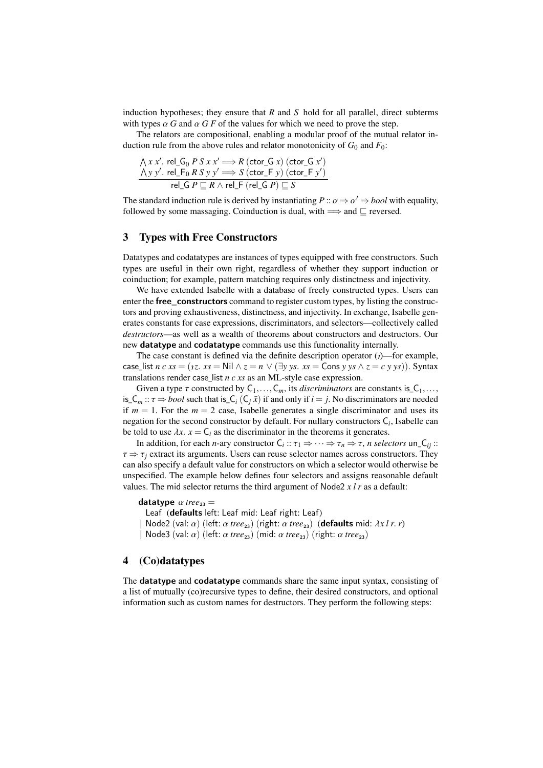induction hypotheses; they ensure that $R$ and $S$ hold for all parallel, direct subterms with types $\alpha\ G$ and $\alpha\ G\ F$ of the values for which we need to prove the step.

The relators are compositional, enabling a modular proof of the mutual relator induction rule from the above rules and relator monotonicity of $G_0$ and $F_0$:

$$\frac{\bigwedge x\ x'.\ \mathsf{rel\_G}_0\ P\ S\ x\ x' \Longrightarrow R\ (\mathsf{ctor\_G}\ x)\ (\mathsf{ctor\_G}\ x') \qquad \bigwedge y\ y'.\ \mathsf{rel\_F}_0\ R\ S\ y\ y' \Longrightarrow S\ (\mathsf{ctor\_F}\ y)\ (\mathsf{ctor\_F}\ y')}{\mathsf{rel\_G}\ P \sqsubseteq R \wedge \mathsf{rel\_F}\ (\mathsf{rel\_G}\ P) \sqsubseteq S}$$

The standard induction rule is derived by instantiating $P :: \alpha \Rightarrow \alpha' \Rightarrow bool$ with equality, followed by some massaging. Coinduction is dual, with $\Longrightarrow$ and $\sqsubseteq$ reversed.

## 3 Types with Free Constructors

Datatypes and codatatypes are instances of types equipped with free constructors. Such types are useful in their own right, regardless of whether they support induction or coinduction; for example, pattern matching requires only distinctness and injectivity.

We have extended Isabelle with a database of freely constructed types. Users can enter the **free_constructors** command to register custom types, by listing the constructors and proving exhaustiveness, distinctness, and injectivity. In exchange, Isabelle generates constants for case expressions, discriminators, and selectors—collectively called *destructors*—as well as a wealth of theorems about constructors and destructors. Our new **datatype** and **codatatype** commands use this functionality internally.

The case constant is defined via the definite description operator ($\iota$)—for example, $\mathsf{case\_list}\ n\ c\ xs = (\iota z.\ xs = \mathsf{Nil} \wedge z = n \vee (\exists y\ ys.\ xs = \mathsf{Cons}\ y\ ys \wedge z = c\ y\ ys))$. Syntax translations render $\mathsf{case\_list}\ n\ c\ xs$ as an ML-style case expression.

Given a type $\tau$ constructed by $\mathsf{C}_1, \ldots, \mathsf{C}_m$, its *discriminators* are constants $\mathsf{is\_C}_1, \ldots, \mathsf{is\_C}_m :: \tau \Rightarrow bool$ such that $\mathsf{is\_C}_i\ (\mathsf{C}_j\ \bar{x})$ if and only if $i = j$. No discriminators are needed if $m = 1$. For the $m = 2$ case, Isabelle generates a single discriminator and uses its negation for the second constructor by default. For nullary constructors $\mathsf{C}_i$, Isabelle can be told to use $\lambda x.\ x = \mathsf{C}_i$ as the discriminator in the theorems it generates.

In addition, for each $n$-ary constructor $\mathsf{C}_i :: \tau_1 \Rightarrow \cdots \Rightarrow \tau_n \Rightarrow \tau$, $n$ *selectors* $\mathsf{un\_C}_{ij} :: \tau \Rightarrow \tau_j$ extract its arguments. Users can reuse selector names across constructors. They can also specify a default value for constructors on which a selector would otherwise be unspecified. The example below defines four selectors and assigns reasonable default values. The mid selector returns the third argument of $\mathsf{Node2}\ x\ l\ r$ as a default:

```
datatype α tree₂₃ =
  Leaf (defaults left: Leaf mid: Leaf right: Leaf)
| Node2 (val: α) (left: α tree₂₃) (right: α tree₂₃) (defaults mid: λx l r. r)
| Node3 (val: α) (left: α tree₂₃) (mid: α tree₂₃) (right: α tree₂₃)
```

## 4 (Co)datatypes

The **datatype** and **codatatype** commands share the same input syntax, consisting of a list of mutually (co)recursive types to define, their desired constructors, and optional information such as custom names for destructors. They perform the following steps: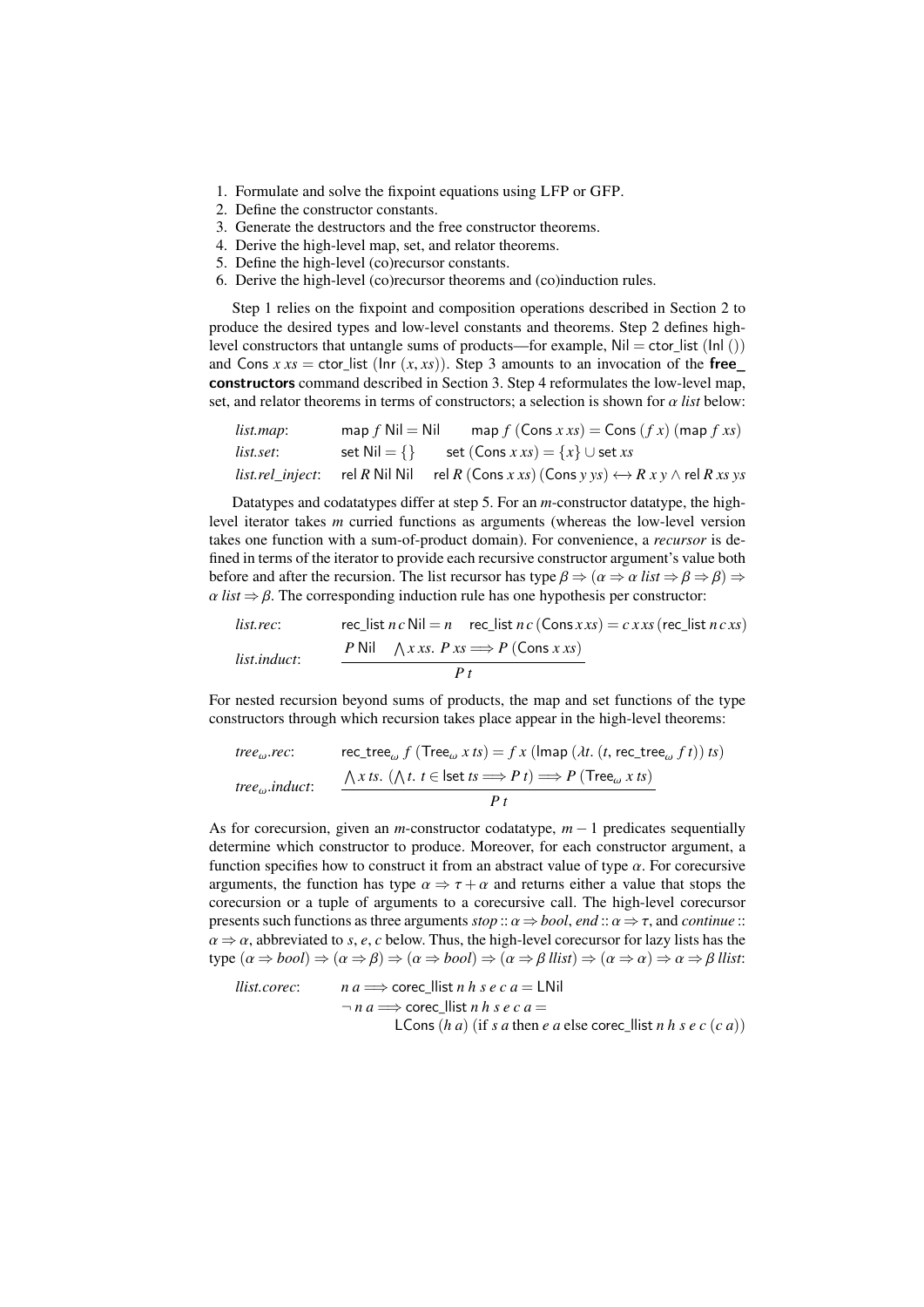1. Formulate and solve the fixpoint equations using LFP or GFP.
2. Define the constructor constants.
3. Generate the destructors and the free constructor theorems.
4. Derive the high-level map, set, and relator theorems.
5. Define the high-level (co)recursor constants.
6. Derive the high-level (co)recursor theorems and (co)induction rules.

Step 1 relies on the fixpoint and composition operations described in Section 2 to produce the desired types and low-level constants and theorems. Step 2 defines high-level constructors that untangle sums of products—for example, $\mathsf{Nil} = \mathsf{ctor\_list}\ (\mathsf{Inl}\ ())$ and $\mathsf{Cons}\ x\ xs = \mathsf{ctor\_list}\ (\mathsf{Inr}\ (x, xs))$. Step 3 amounts to an invocation of the **free_ constructors** command described in Section 3. Step 4 reformulates the low-level map, set, and relator theorems in terms of constructors; a selection is shown for $\alpha$ *list* below:

| | | |
|---|---|---|
| *list.map*: | $\mathsf{map}\ f\ \mathsf{Nil} = \mathsf{Nil}$ | $\mathsf{map}\ f\ (\mathsf{Cons}\ x\ xs) = \mathsf{Cons}\ (f\ x)\ (\mathsf{map}\ f\ xs)$ |
| *list.set*: | $\mathsf{set}\ \mathsf{Nil} = \{\}$ | $\mathsf{set}\ (\mathsf{Cons}\ x\ xs) = \{x\} \cup \mathsf{set}\ xs$ |
| *list.rel_inject*: | $\mathsf{rel}\ R\ \mathsf{Nil}\ \mathsf{Nil}$ | $\mathsf{rel}\ R\ (\mathsf{Cons}\ x\ xs)\ (\mathsf{Cons}\ y\ ys) \longleftrightarrow R\ x\ y \wedge \mathsf{rel}\ R\ xs\ ys$ |

Datatypes and codatatypes differ at step 5. For an $m$-constructor datatype, the high-level iterator takes $m$ curried functions as arguments (whereas the low-level version takes one function with a sum-of-product domain). For convenience, a *recursor* is defined in terms of the iterator to provide each recursive constructor argument's value both before and after the recursion. The list recursor has type $\beta \Rightarrow (\alpha \Rightarrow \alpha\ list \Rightarrow \beta \Rightarrow \beta) \Rightarrow \alpha\ list \Rightarrow \beta$. The corresponding induction rule has one hypothesis per constructor:

*list.rec*: $\quad \mathsf{rec\_list}\ n\ c\ \mathsf{Nil} = n \qquad \mathsf{rec\_list}\ n\ c\ (\mathsf{Cons}\ x\ xs) = c\ x\ xs\ (\mathsf{rec\_list}\ n\ c\ xs)$

*list.induct*:
$$\frac{P\ \mathsf{Nil} \qquad \bigwedge x\ xs.\ P\ xs \Longrightarrow P\ (\mathsf{Cons}\ x\ xs)}{P\ t}$$

For nested recursion beyond sums of products, the map and set functions of the type constructors through which recursion takes place appear in the high-level theorems:

*tree$_\omega$.rec*: $\quad \mathsf{rec\_tree}_\omega\ f\ (\mathsf{Tree}_\omega\ x\ ts) = f\ x\ (\mathsf{lmap}\ (\lambda t.\ (t, \mathsf{rec\_tree}_\omega\ f\ t))\ ts)$

*tree$_\omega$.induct*:
$$\frac{\bigwedge x\ ts.\ (\bigwedge t.\ t \in \mathsf{lset}\ ts \Longrightarrow P\ t) \Longrightarrow P\ (\mathsf{Tree}_\omega\ x\ ts)}{P\ t}$$

As for corecursion, given an $m$-constructor codatatype, $m-1$ predicates sequentially determine which constructor to produce. Moreover, for each constructor argument, a function specifies how to construct it from an abstract value of type $\alpha$. For corecursive arguments, the function has type $\alpha \Rightarrow \tau + \alpha$ and returns either a value that stops the corecursion or a tuple of arguments to a corecursive call. The high-level corecursor presents such functions as three arguments $stop :: \alpha \Rightarrow bool$, $end :: \alpha \Rightarrow \tau$, and $continue :: \alpha \Rightarrow \alpha$, abbreviated to $s$, $e$, $c$ below. Thus, the high-level corecursor for lazy lists has the type $(\alpha \Rightarrow bool) \Rightarrow (\alpha \Rightarrow \beta) \Rightarrow (\alpha \Rightarrow bool) \Rightarrow (\alpha \Rightarrow \beta\ llist) \Rightarrow (\alpha \Rightarrow \alpha) \Rightarrow \alpha \Rightarrow \beta\ llist$:

*llist.corec*:
$$n\ a \Longrightarrow \mathsf{corec\_llist}\ n\ h\ s\ e\ c\ a = \mathsf{LNil}$$
$$\neg\ n\ a \Longrightarrow \mathsf{corec\_llist}\ n\ h\ s\ e\ c\ a = \mathsf{LCons}\ (h\ a)\ (\text{if } s\ a \text{ then } e\ a \text{ else } \mathsf{corec\_llist}\ n\ h\ s\ e\ c\ (c\ a))$$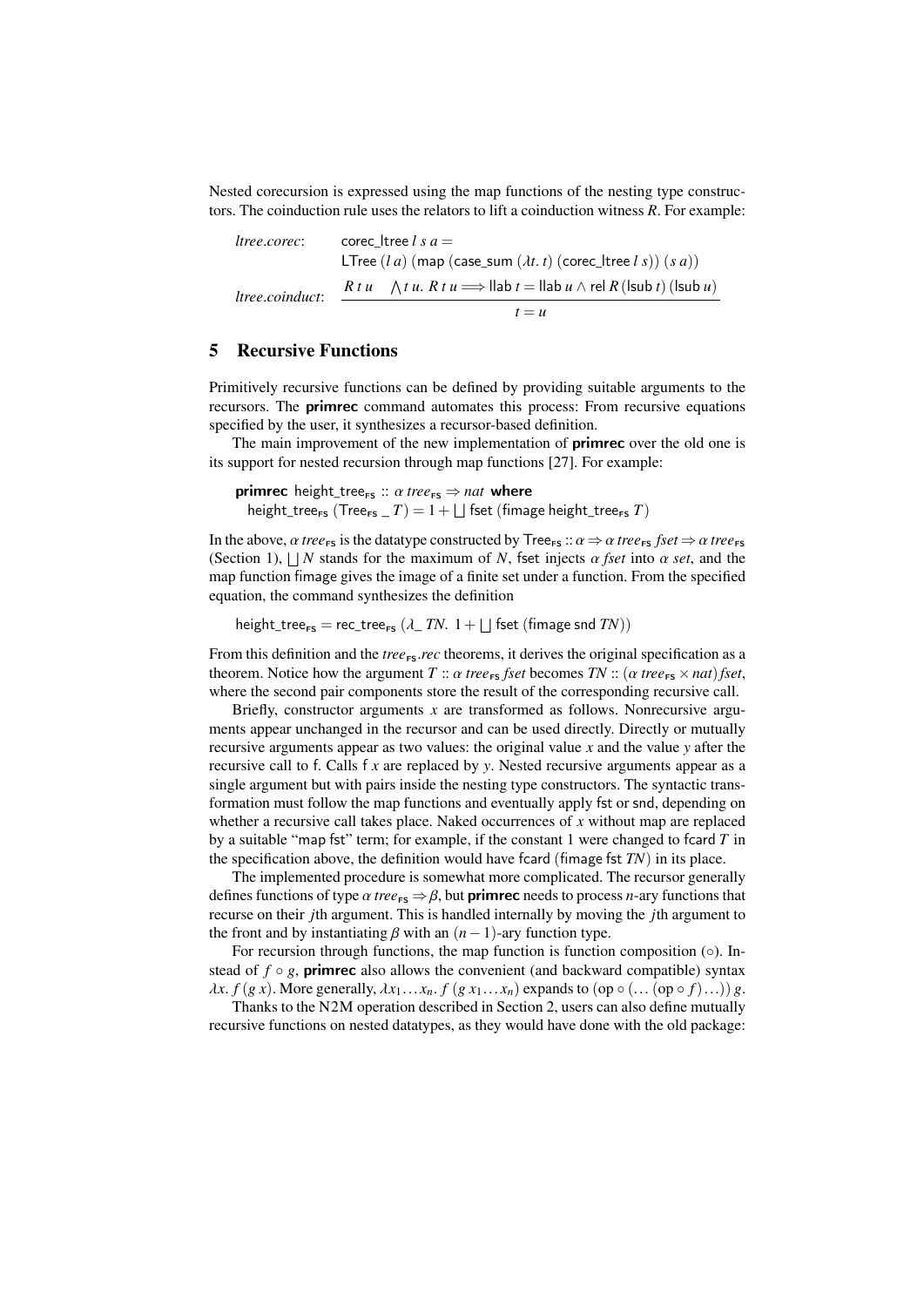Nested corecursion is expressed using the map functions of the nesting type constructors. The coinduction rule uses the relators to lift a coinduction witness $R$. For example:

$$\textit{ltree.corec}: \quad \begin{array}{l} \mathsf{corec\_ltree}\; l\; s\; a = \\ \mathsf{LTree}\;(l\;a)\;(\mathsf{map}\;(\mathsf{case\_sum}\;(\lambda t.\; t)\;(\mathsf{corec\_ltree}\; l\; s))\;(s\;a)) \end{array}$$

$$\textit{ltree.coinduct}: \quad \frac{R\;t\;u \qquad \bigwedge t\;u.\; R\;t\;u \Longrightarrow \mathsf{llab}\;t = \mathsf{llab}\;u \wedge \mathsf{rel}\;R\;(\mathsf{lsub}\;t)\;(\mathsf{lsub}\;u)}{t = u}$$

## 5 Recursive Functions

Primitively recursive functions can be defined by providing suitable arguments to the recursors. The **primrec** command automates this process: From recursive equations specified by the user, it synthesizes a recursor-based definition.

The main improvement of the new implementation of **primrec** over the old one is its support for nested recursion through map functions [27]. For example:

$$\begin{array}{l} \textbf{primrec}\; \mathsf{height\_tree_{FS}} :: \alpha\; \textit{tree}_{\mathsf{FS}} \Rightarrow \textit{nat}\; \textbf{where} \\ \quad \mathsf{height\_tree_{FS}}\;(\mathsf{Tree_{FS}}\;\_\;T) = 1 + \bigsqcup \mathsf{fset}\;(\mathsf{fimage}\;\mathsf{height\_tree_{FS}}\;T) \end{array}$$

In the above, $\alpha\; \textit{tree}_{\mathsf{FS}}$ is the datatype constructed by $\mathsf{Tree_{FS}} :: \alpha \Rightarrow \alpha\; \textit{tree}_{\mathsf{FS}}\; \textit{fset} \Rightarrow \alpha\; \textit{tree}_{\mathsf{FS}}$ (Section 1), $\bigsqcup N$ stands for the maximum of $N$, fset injects $\alpha\; \textit{fset}$ into $\alpha\; \textit{set}$, and the map function fimage gives the image of a finite set under a function. From the specified equation, the command synthesizes the definition

$$\mathsf{height\_tree_{FS}} = \mathsf{rec\_tree_{FS}}\;(\lambda\_\; TN.\; 1 + \bigsqcup \mathsf{fset}\;(\mathsf{fimage}\;\mathsf{snd}\; TN))$$

From this definition and the $\textit{tree}_{\mathsf{FS}}.\textit{rec}$ theorems, it derives the original specification as a theorem. Notice how the argument $T :: \alpha\; \textit{tree}_{\mathsf{FS}}\; \textit{fset}$ becomes $TN :: (\alpha\; \textit{tree}_{\mathsf{FS}} \times \textit{nat})\, \textit{fset}$, where the second pair components store the result of the corresponding recursive call.

Briefly, constructor arguments $x$ are transformed as follows. Nonrecursive arguments appear unchanged in the recursor and can be used directly. Directly or mutually recursive arguments appear as two values: the original value $x$ and the value $y$ after the recursive call to f. Calls f $x$ are replaced by $y$. Nested recursive arguments appear as a single argument but with pairs inside the nesting type constructors. The syntactic transformation must follow the map functions and eventually apply fst or snd, depending on whether a recursive call takes place. Naked occurrences of $x$ without map are replaced by a suitable "map fst" term; for example, if the constant 1 were changed to fcard $T$ in the specification above, the definition would have fcard (fimage fst $TN$) in its place.

The implemented procedure is somewhat more complicated. The recursor generally defines functions of type $\alpha\; \textit{tree}_{\mathsf{FS}} \Rightarrow \beta$, but **primrec** needs to process $n$-ary functions that recurse on their $j$th argument. This is handled internally by moving the $j$th argument to the front and by instantiating $\beta$ with an $(n-1)$-ary function type.

For recursion through functions, the map function is function composition ($\circ$). Instead of $f \circ g$, **primrec** also allows the convenient (and backward compatible) syntax $\lambda x.\; f\;(g\;x)$. More generally, $\lambda x_1 \ldots x_n.\; f\;(g\;x_1 \ldots x_n)$ expands to $(\mathrm{op} \circ (\ldots (\mathrm{op} \circ f) \ldots))\; g$.

Thanks to the N2M operation described in Section 2, users can also define mutually recursive functions on nested datatypes, as they would have done with the old package: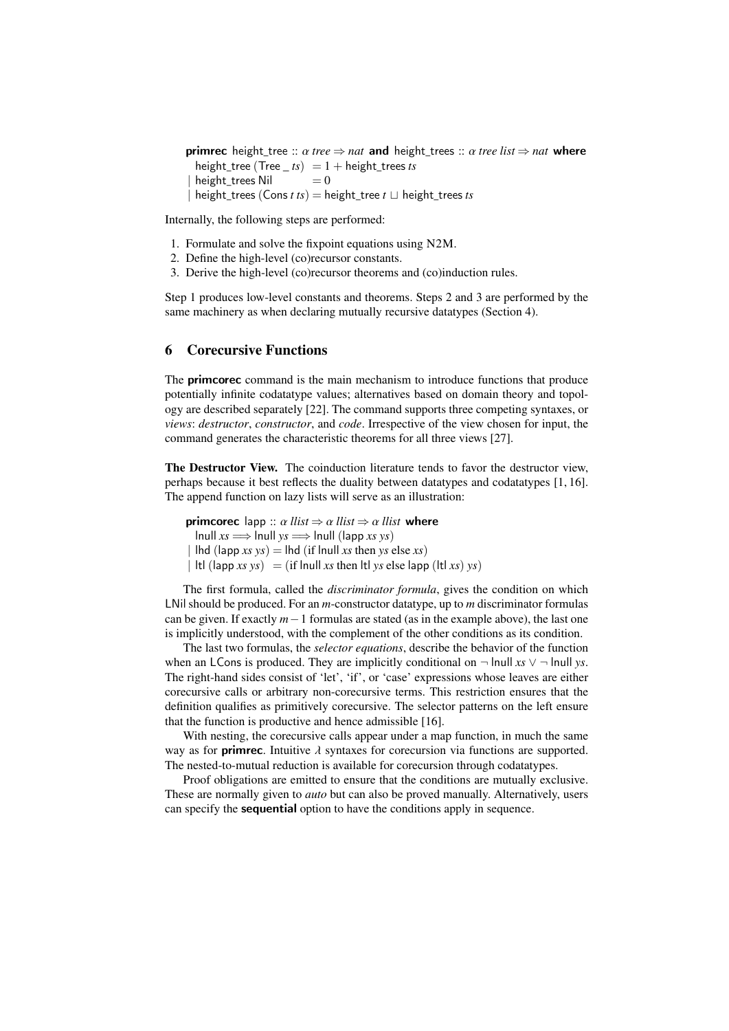**primrec** height_tree :: $\alpha$ *tree* $\Rightarrow$ *nat* **and** height_trees :: $\alpha$ *tree list* $\Rightarrow$ *nat* **where**
  height_tree (Tree _ *ts*) $= 1 +$ height_trees *ts*
| height_trees Nil $= 0$
| height_trees (Cons *t ts*) $=$ height_tree *t* $\sqcup$ height_trees *ts*

Internally, the following steps are performed:

1. Formulate and solve the fixpoint equations using N2M.
2. Define the high-level (co)recursor constants.
3. Derive the high-level (co)recursor theorems and (co)induction rules.

Step 1 produces low-level constants and theorems. Steps 2 and 3 are performed by the same machinery as when declaring mutually recursive datatypes (Section 4).

## 6 Corecursive Functions

The **primcorec** command is the main mechanism to introduce functions that produce potentially infinite codatatype values; alternatives based on domain theory and topology are described separately [22]. The command supports three competing syntaxes, or *views*: *destructor*, *constructor*, and *code*. Irrespective of the view chosen for input, the command generates the characteristic theorems for all three views [27].

**The Destructor View.** The coinduction literature tends to favor the destructor view, perhaps because it best reflects the duality between datatypes and codatatypes [1, 16]. The append function on lazy lists will serve as an illustration:

**primcorec** lapp :: $\alpha$ *llist* $\Rightarrow$ $\alpha$ *llist* $\Rightarrow$ $\alpha$ *llist* **where**
  lnull *xs* $\Longrightarrow$ lnull *ys* $\Longrightarrow$ lnull (lapp *xs ys*)
| lhd (lapp *xs ys*) $=$ lhd (if lnull *xs* then *ys* else *xs*)
| ltl (lapp *xs ys*) $=$ (if lnull *xs* then ltl *ys* else lapp (ltl *xs*) *ys*)

The first formula, called the *discriminator formula*, gives the condition on which LNil should be produced. For an *m*-constructor datatype, up to *m* discriminator formulas can be given. If exactly $m-1$ formulas are stated (as in the example above), the last one is implicitly understood, with the complement of the other conditions as its condition.

The last two formulas, the *selector equations*, describe the behavior of the function when an LCons is produced. They are implicitly conditional on $\neg$ lnull *xs* $\vee$ $\neg$ lnull *ys*. The right-hand sides consist of 'let', 'if', or 'case' expressions whose leaves are either corecursive calls or arbitrary non-corecursive terms. This restriction ensures that the definition qualifies as primitively corecursive. The selector patterns on the left ensure that the function is productive and hence admissible [16].

With nesting, the corecursive calls appear under a map function, in much the same way as for **primrec**. Intuitive $\lambda$ syntaxes for corecursion via functions are supported. The nested-to-mutual reduction is available for corecursion through codatatypes.

Proof obligations are emitted to ensure that the conditions are mutually exclusive. These are normally given to *auto* but can also be proved manually. Alternatively, users can specify the **sequential** option to have the conditions apply in sequence.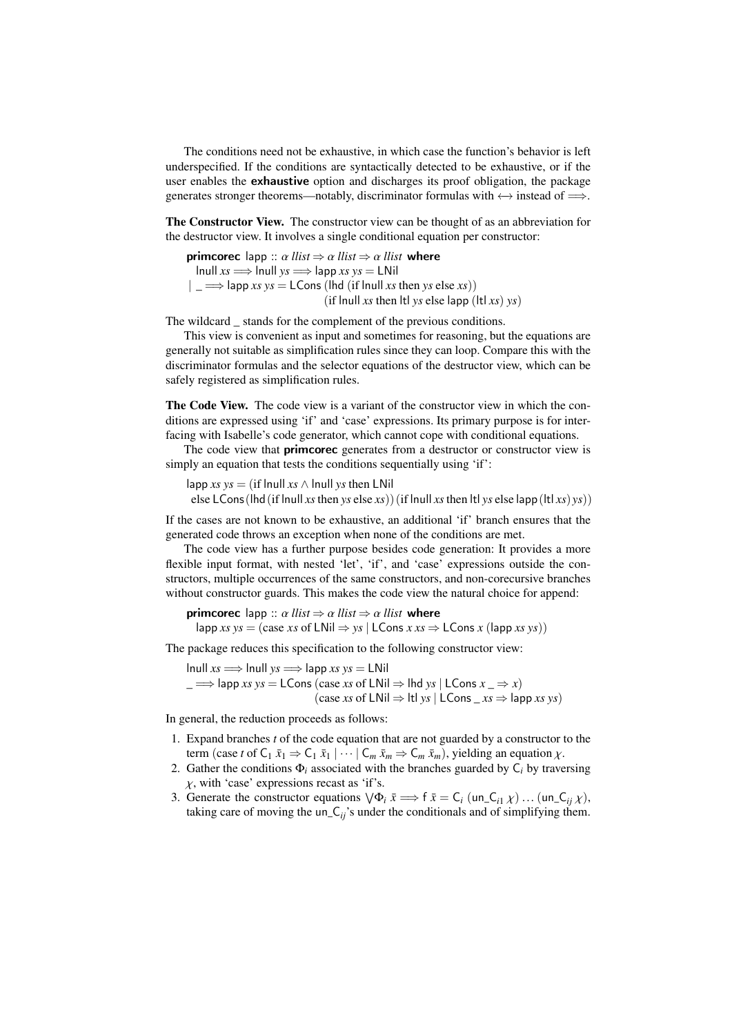The conditions need not be exhaustive, in which case the function's behavior is left underspecified. If the conditions are syntactically detected to be exhaustive, or if the user enables the **exhaustive** option and discharges its proof obligation, the package generates stronger theorems—notably, discriminator formulas with $\longleftrightarrow$ instead of $\Longrightarrow$.

**The Constructor View.** The constructor view can be thought of as an abbreviation for the destructor view. It involves a single conditional equation per constructor:

$$\begin{array}{l}
\textbf{primcorec}\ \mathsf{lapp} :: \alpha\ \mathit{llist} \Rightarrow \alpha\ \mathit{llist} \Rightarrow \alpha\ \mathit{llist}\ \ \textbf{where} \\
\quad \mathsf{lnull}\ \mathit{xs} \Longrightarrow \mathsf{lnull}\ \mathit{ys} \Longrightarrow \mathsf{lapp}\ \mathit{xs}\ \mathit{ys} = \mathsf{LNil} \\
\mid\ \_ \Longrightarrow \mathsf{lapp}\ \mathit{xs}\ \mathit{ys} = \mathsf{LCons}\ (\mathsf{lhd}\ (\text{if } \mathsf{lnull}\ \mathit{xs} \text{ then } \mathit{ys} \text{ else } \mathit{xs})) \\
\qquad\qquad\qquad\qquad\qquad\quad (\text{if } \mathsf{lnull}\ \mathit{xs} \text{ then } \mathsf{ltl}\ \mathit{ys} \text{ else } \mathsf{lapp}\ (\mathsf{ltl}\ \mathit{xs})\ \mathit{ys})
\end{array}$$

The wildcard _ stands for the complement of the previous conditions.

This view is convenient as input and sometimes for reasoning, but the equations are generally not suitable as simplification rules since they can loop. Compare this with the discriminator formulas and the selector equations of the destructor view, which can be safely registered as simplification rules.

**The Code View.** The code view is a variant of the constructor view in which the conditions are expressed using 'if' and 'case' expressions. Its primary purpose is for interfacing with Isabelle's code generator, which cannot cope with conditional equations.

The code view that **primcorec** generates from a destructor or constructor view is simply an equation that tests the conditions sequentially using 'if':

$$\begin{array}{l}
\mathsf{lapp}\ \mathit{xs}\ \mathit{ys} = (\text{if } \mathsf{lnull}\ \mathit{xs} \wedge \mathsf{lnull}\ \mathit{ys} \text{ then } \mathsf{LNil} \\
\quad \text{else } \mathsf{LCons}\,(\mathsf{lhd}\,(\text{if } \mathsf{lnull}\,\mathit{xs} \text{ then } \mathit{ys} \text{ else } \mathit{xs}))\,(\text{if } \mathsf{lnull}\,\mathit{xs} \text{ then } \mathsf{ltl}\ \mathit{ys} \text{ else } \mathsf{lapp}\,(\mathsf{ltl}\ \mathit{xs})\,\mathit{ys}))
\end{array}$$

If the cases are not known to be exhaustive, an additional 'if' branch ensures that the generated code throws an exception when none of the conditions are met.

The code view has a further purpose besides code generation: It provides a more flexible input format, with nested 'let', 'if', and 'case' expressions outside the constructors, multiple occurrences of the same constructors, and non-corecursive branches without constructor guards. This makes the code view the natural choice for append:

$$\begin{array}{l}
\textbf{primcorec}\ \mathsf{lapp} :: \alpha\ \mathit{llist} \Rightarrow \alpha\ \mathit{llist} \Rightarrow \alpha\ \mathit{llist}\ \ \textbf{where} \\
\quad \mathsf{lapp}\ \mathit{xs}\ \mathit{ys} = (\text{case } \mathit{xs} \text{ of } \mathsf{LNil} \Rightarrow \mathit{ys} \mid \mathsf{LCons}\ x\ \mathit{xs} \Rightarrow \mathsf{LCons}\ x\ (\mathsf{lapp}\ \mathit{xs}\ \mathit{ys}))
\end{array}$$

The package reduces this specification to the following constructor view:

$$\begin{array}{l}
\mathsf{lnull}\ \mathit{xs} \Longrightarrow \mathsf{lnull}\ \mathit{ys} \Longrightarrow \mathsf{lapp}\ \mathit{xs}\ \mathit{ys} = \mathsf{LNil} \\
\_ \Longrightarrow \mathsf{lapp}\ \mathit{xs}\ \mathit{ys} = \mathsf{LCons}\ (\text{case } \mathit{xs} \text{ of } \mathsf{LNil} \Rightarrow \mathsf{lhd}\ \mathit{ys} \mid \mathsf{LCons}\ x\ \_ \Rightarrow x) \\
\qquad\qquad\qquad\qquad\qquad (\text{case } \mathit{xs} \text{ of } \mathsf{LNil} \Rightarrow \mathsf{ltl}\ \mathit{ys} \mid \mathsf{LCons}\ \_\ \mathit{xs} \Rightarrow \mathsf{lapp}\ \mathit{xs}\ \mathit{ys})
\end{array}$$

In general, the reduction proceeds as follows:

1. Expand branches $t$ of the code equation that are not guarded by a constructor to the term $(\text{case } t \text{ of } \mathsf{C}_1\ \bar{x}_1 \Rightarrow \mathsf{C}_1\ \bar{x}_1 \mid \cdots \mid \mathsf{C}_m\ \bar{x}_m \Rightarrow \mathsf{C}_m\ \bar{x}_m)$, yielding an equation $\chi$.
2. Gather the conditions $\Phi_i$ associated with the branches guarded by $\mathsf{C}_i$ by traversing $\chi$, with 'case' expressions recast as 'if's.
3. Generate the constructor equations $\bigvee\Phi_i\ \bar{x} \Longrightarrow \mathsf{f}\ \bar{x} = \mathsf{C}_i\ (\mathsf{un\_C}_{i1}\ \chi) \ldots (\mathsf{un\_C}_{ij}\ \chi)$, taking care of moving the $\mathsf{un\_C}_{ij}$'s under the conditionals and of simplifying them.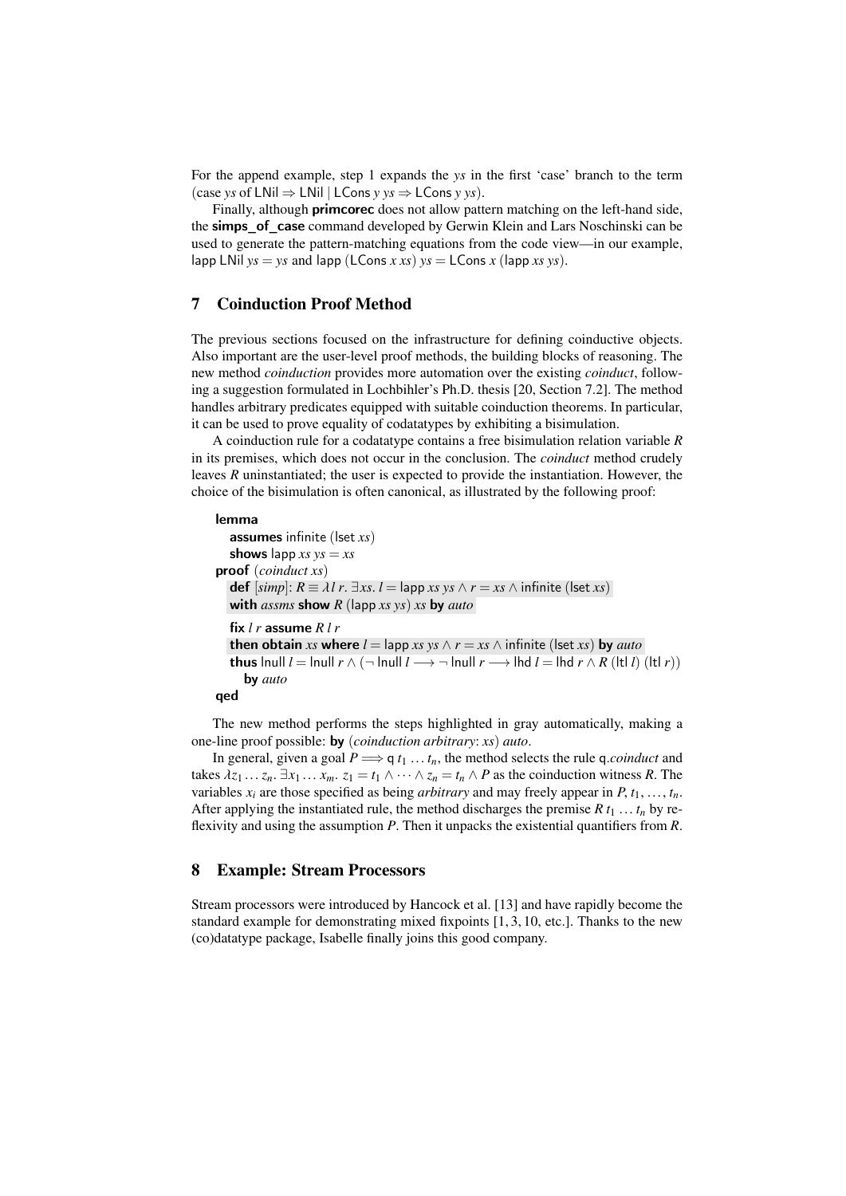For the append example, step 1 expands the *ys* in the first 'case' branch to the term (case *ys* of LNil ⇒ LNil | LCons *y ys* ⇒ LCons *y ys*).

Finally, although **primcorec** does not allow pattern matching on the left-hand side, the **simps_of_case** command developed by Gerwin Klein and Lars Noschinski can be used to generate the pattern-matching equations from the code view—in our example, lapp LNil *ys* = *ys* and lapp (LCons *x xs*) *ys* = LCons *x* (lapp *xs ys*).

## 7 Coinduction Proof Method

The previous sections focused on the infrastructure for defining coinductive objects. Also important are the user-level proof methods, the building blocks of reasoning. The new method *coinduction* provides more automation over the existing *coinduct*, following a suggestion formulated in Lochbihler's Ph.D. thesis [20, Section 7.2]. The method handles arbitrary predicates equipped with suitable coinduction theorems. In particular, it can be used to prove equality of codatatypes by exhibiting a bisimulation.

A coinduction rule for a codatatype contains a free bisimulation relation variable $R$ in its premises, which does not occur in the conclusion. The *coinduct* method crudely leaves $R$ uninstantiated; the user is expected to provide the instantiation. However, the choice of the bisimulation is often canonical, as illustrated by the following proof:

```
lemma
  assumes infinite (lset xs)
  shows lapp xs ys = xs
proof (coinduct xs)
  def [simp]: R ≡ λl r. ∃xs. l = lapp xs ys ∧ r = xs ∧ infinite (lset xs)
  with assms show R (lapp xs ys) xs by auto

  fix l r assume R l r
  then obtain xs where l = lapp xs ys ∧ r = xs ∧ infinite (lset xs) by auto
  thus lnull l = lnull r ∧ (¬ lnull l ⟶ ¬ lnull r ⟶ lhd l = lhd r ∧ R (ltl l) (ltl r))
    by auto
qed
```

The new method performs the steps highlighted in gray automatically, making a one-line proof possible: **by** (*coinduction arbitrary*: *xs*) *auto*.

In general, given a goal $P \Longrightarrow \mathsf{q}\ t_1 \ldots t_n$, the method selects the rule q.*coinduct* and takes $\lambda z_1 \ldots z_n.\ \exists x_1 \ldots x_m.\ z_1 = t_1 \wedge \cdots \wedge z_n = t_n \wedge P$ as the coinduction witness $R$. The variables $x_i$ are those specified as being *arbitrary* and may freely appear in $P, t_1, \ldots, t_n$. After applying the instantiated rule, the method discharges the premise $R\ t_1 \ldots t_n$ by reflexivity and using the assumption $P$. Then it unpacks the existential quantifiers from $R$.

## 8 Example: Stream Processors

Stream processors were introduced by Hancock et al. [13] and have rapidly become the standard example for demonstrating mixed fixpoints [1, 3, 10, etc.]. Thanks to the new (co)datatype package, Isabelle finally joins this good company.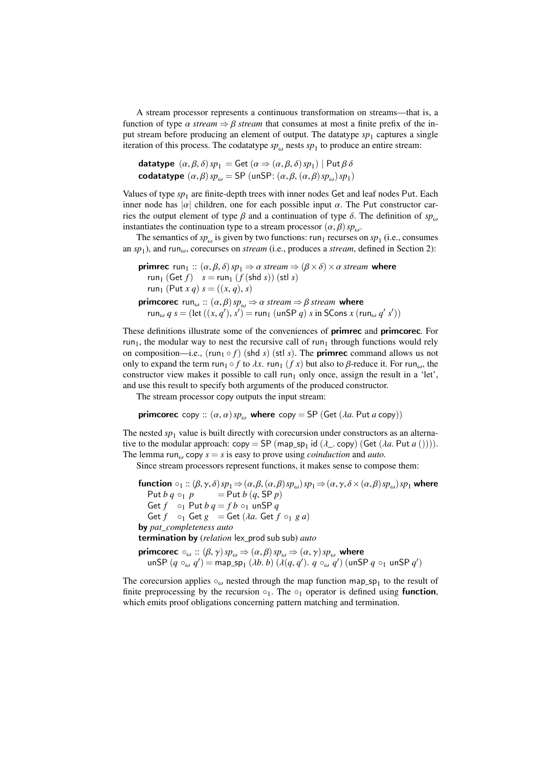A stream processor represents a continuous transformation on streams—that is, a function of type $\alpha$ *stream* $\Rightarrow \beta$ *stream* that consumes at most a finite prefix of the input stream before producing an element of output. The datatype $sp_1$ captures a single iteration of this process. The codatatype $sp_\omega$ nests $sp_1$ to produce an entire stream:

```
datatype (α, β, δ) sp₁ = Get (α ⇒ (α, β, δ) sp₁) | Put β δ
codatatype (α, β) sp_ω = SP (unSP: (α, β, (α, β) sp_ω) sp₁)
```

Values of type $sp_1$ are finite-depth trees with inner nodes Get and leaf nodes Put. Each inner node has $|\alpha|$ children, one for each possible input $\alpha$. The Put constructor carries the output element of type $\beta$ and a continuation of type $\delta$. The definition of $sp_\omega$ instantiates the continuation type to a stream processor $(\alpha, \beta)\, sp_\omega$.

The semantics of $sp_\omega$ is given by two functions: $\mathsf{run}_1$ recurses on $sp_1$ (i.e., consumes an $sp_1$), and $\mathsf{run}_\omega$, corecurses on *stream* (i.e., produces a *stream*, defined in Section 2):

```
primrec run₁ :: (α, β, δ) sp₁ ⇒ α stream ⇒ (β × δ) × α stream where
  run₁ (Get f)   s = run₁ (f (shd s)) (stl s)
  run₁ (Put x q) s = ((x, q), s)
primcorec run_ω :: (α, β) sp_ω ⇒ α stream ⇒ β stream where
  run_ω q s = (let ((x, q′), s′) = run₁ (unSP q) s in SCons x (run_ω q′ s′))
```

These definitions illustrate some of the conveniences of **primrec** and **primcorec**. For $\mathsf{run}_1$, the modular way to nest the recursive call of $\mathsf{run}_1$ through functions would rely on composition—i.e., $(\mathsf{run}_1 \circ f)\ (\mathsf{shd}\ s)\ (\mathsf{stl}\ s)$. The **primrec** command allows us not only to expand the term $\mathsf{run}_1 \circ f$ to $\lambda x.\ \mathsf{run}_1\ (f\ x)$ but also to $\beta$-reduce it. For $\mathsf{run}_\omega$, the constructor view makes it possible to call $\mathsf{run}_1$ only once, assign the result in a 'let', and use this result to specify both arguments of the produced constructor.

The stream processor copy outputs the input stream:

```
primcorec copy :: (α, α) sp_ω where copy = SP (Get (λa. Put a copy))
```

The nested $sp_1$ value is built directly with corecursion under constructors as an alternative to the modular approach: $\mathsf{copy} = \mathsf{SP}\ (\mathsf{map\_sp_1}\ \mathsf{id}\ (\lambda\_.\ \mathsf{copy})\ (\mathsf{Get}\ (\lambda a.\ \mathsf{Put}\ a\ ())))$. The lemma $\mathsf{run}_\omega\ \mathsf{copy}\ s = s$ is easy to prove using *coinduction* and *auto*.

Since stream processors represent functions, it makes sense to compose them:

```
function ∘₁ :: (β, γ, δ) sp₁ ⇒ (α, β, (α, β) sp_ω) sp₁ ⇒ (α, γ, δ × (α, β) sp_ω) sp₁ where
  Put b q ∘₁ p       = Put b (q, SP p)
  Get f   ∘₁ Put b q = f b ∘₁ unSP q
  Get f   ∘₁ Get g   = Get (λa. Get f ∘₁ g a)
by pat_completeness auto
termination by (relation lex_prod sub sub) auto
primcorec ∘_ω :: (β, γ) sp_ω ⇒ (α, β) sp_ω ⇒ (α, γ) sp_ω where
  unSP (q ∘_ω q′) = map_sp₁ (λb. b) (λ(q, q′). q ∘_ω q′) (unSP q ∘₁ unSP q′)
```

The corecursion applies $\circ_\omega$ nested through the map function $\mathsf{map\_sp_1}$ to the result of finite preprocessing by the recursion $\circ_1$. The $\circ_1$ operator is defined using **function**, which emits proof obligations concerning pattern matching and termination.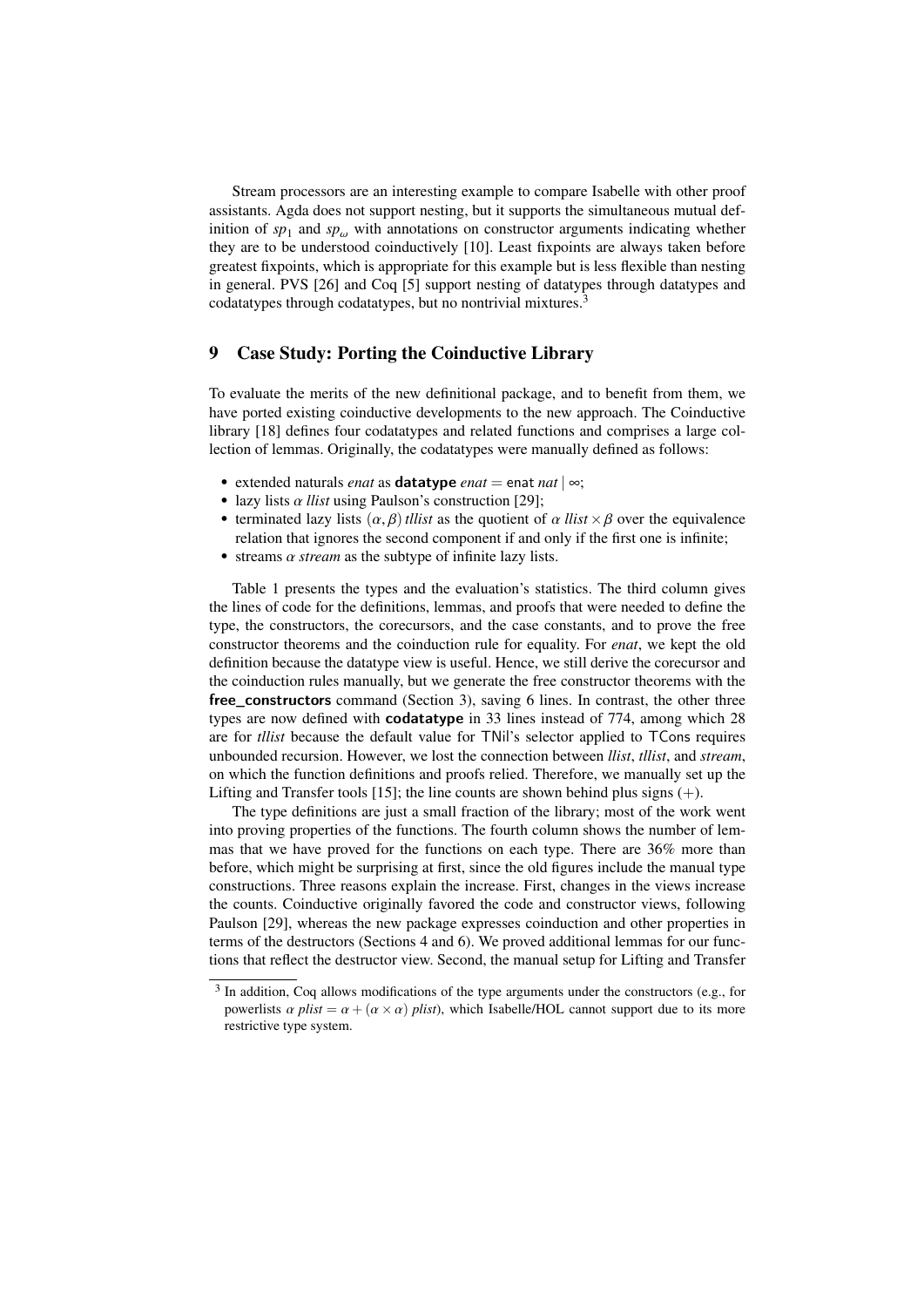Stream processors are an interesting example to compare Isabelle with other proof assistants. Agda does not support nesting, but it supports the simultaneous mutual definition of $sp_1$ and $sp_\omega$ with annotations on constructor arguments indicating whether they are to be understood coinductively [10]. Least fixpoints are always taken before greatest fixpoints, which is appropriate for this example but is less flexible than nesting in general. PVS [26] and Coq [5] support nesting of datatypes through datatypes and codatatypes through codatatypes, but no nontrivial mixtures.[3]

## 9 Case Study: Porting the Coinductive Library

To evaluate the merits of the new definitional package, and to benefit from them, we have ported existing coinductive developments to the new approach. The Coinductive library [18] defines four codatatypes and related functions and comprises a large collection of lemmas. Originally, the codatatypes were manually defined as follows:

- extended naturals *enat* as **datatype** *enat* = enat *nat* | ∞;
- lazy lists $\alpha$ *llist* using Paulson's construction [29];
- terminated lazy lists $(\alpha, \beta)$ *tllist* as the quotient of $\alpha$ *llist* $\times \beta$ over the equivalence relation that ignores the second component if and only if the first one is infinite;
- streams $\alpha$ *stream* as the subtype of infinite lazy lists.

Table 1 presents the types and the evaluation's statistics. The third column gives the lines of code for the definitions, lemmas, and proofs that were needed to define the type, the constructors, the corecursors, and the case constants, and to prove the free constructor theorems and the coinduction rule for equality. For *enat*, we kept the old definition because the datatype view is useful. Hence, we still derive the corecursor and the coinduction rules manually, but we generate the free constructor theorems with the **free_constructors** command (Section 3), saving 6 lines. In contrast, the other three types are now defined with **codatatype** in 33 lines instead of 774, among which 28 are for *tllist* because the default value for TNil's selector applied to TCons requires unbounded recursion. However, we lost the connection between *llist*, *tllist*, and *stream*, on which the function definitions and proofs relied. Therefore, we manually set up the Lifting and Transfer tools [15]; the line counts are shown behind plus signs (+).

The type definitions are just a small fraction of the library; most of the work went into proving properties of the functions. The fourth column shows the number of lemmas that we have proved for the functions on each type. There are 36% more than before, which might be surprising at first, since the old figures include the manual type constructions. Three reasons explain the increase. First, changes in the views increase the counts. Coinductive originally favored the code and constructor views, following Paulson [29], whereas the new package expresses coinduction and other properties in terms of the destructors (Sections 4 and 6). We proved additional lemmas for our functions that reflect the destructor view. Second, the manual setup for Lifting and Transfer

[3] In addition, Coq allows modifications of the type arguments under the constructors (e.g., for powerlists $\alpha$ *plist* = $\alpha + (\alpha \times \alpha)$ *plist*), which Isabelle/HOL cannot support due to its more restrictive type system.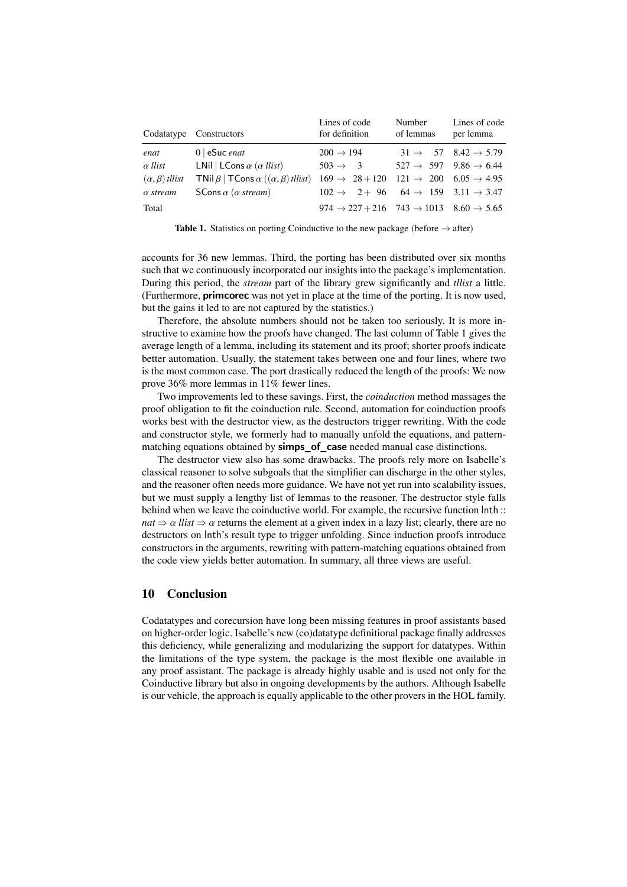| Codatatype | Constructors | Lines of code for definition | Number of lemmas | Lines of code per lemma |
|---|---|---|---|---|
| *enat* | $0$ \| eSuc *enat* | $200 \to 194$ | $31 \to 57$ | $8.42 \to 5.79$ |
| $\alpha$ *llist* | LNil \| LCons $\alpha$ ($\alpha$ *llist*) | $503 \to 3$ | $527 \to 597$ | $9.86 \to 6.44$ |
| $(\alpha, \beta)$ *tllist* | TNil $\beta$ \| TCons $\alpha$ (($\alpha, \beta$) *tllist*) | $169 \to 28 + 120$ | $121 \to 200$ | $6.05 \to 4.95$ |
| $\alpha$ *stream* | SCons $\alpha$ ($\alpha$ *stream*) | $102 \to 2 + 96$ | $64 \to 159$ | $3.11 \to 3.47$ |
| Total | | $974 \to 227 + 216$ | $743 \to 1013$ | $8.60 \to 5.65$ |

**Table 1.** Statistics on porting Coinductive to the new package (before $\to$ after)

accounts for 36 new lemmas. Third, the porting has been distributed over six months such that we continuously incorporated our insights into the package's implementation. During this period, the *stream* part of the library grew significantly and *tllist* a little. (Furthermore, **primcorec** was not yet in place at the time of the porting. It is now used, but the gains it led to are not captured by the statistics.)

Therefore, the absolute numbers should not be taken too seriously. It is more instructive to examine how the proofs have changed. The last column of Table 1 gives the average length of a lemma, including its statement and its proof; shorter proofs indicate better automation. Usually, the statement takes between one and four lines, where two is the most common case. The port drastically reduced the length of the proofs: We now prove 36% more lemmas in 11% fewer lines.

Two improvements led to these savings. First, the *coinduction* method massages the proof obligation to fit the coinduction rule. Second, automation for coinduction proofs works best with the destructor view, as the destructors trigger rewriting. With the code and constructor style, we formerly had to manually unfold the equations, and pattern-matching equations obtained by **simps_of_case** needed manual case distinctions.

The destructor view also has some drawbacks. The proofs rely more on Isabelle's classical reasoner to solve subgoals that the simplifier can discharge in the other styles, and the reasoner often needs more guidance. We have not yet run into scalability issues, but we must supply a lengthy list of lemmas to the reasoner. The destructor style falls behind when we leave the coinductive world. For example, the recursive function lnth :: $nat \Rightarrow \alpha\ llist \Rightarrow \alpha$ returns the element at a given index in a lazy list; clearly, there are no destructors on lnth's result type to trigger unfolding. Since induction proofs introduce constructors in the arguments, rewriting with pattern-matching equations obtained from the code view yields better automation. In summary, all three views are useful.

## 10 Conclusion

Codatatypes and corecursion have long been missing features in proof assistants based on higher-order logic. Isabelle's new (co)datatype definitional package finally addresses this deficiency, while generalizing and modularizing the support for datatypes. Within the limitations of the type system, the package is the most flexible one available in any proof assistant. The package is already highly usable and is used not only for the Coinductive library but also in ongoing developments by the authors. Although Isabelle is our vehicle, the approach is equally applicable to the other provers in the HOL family.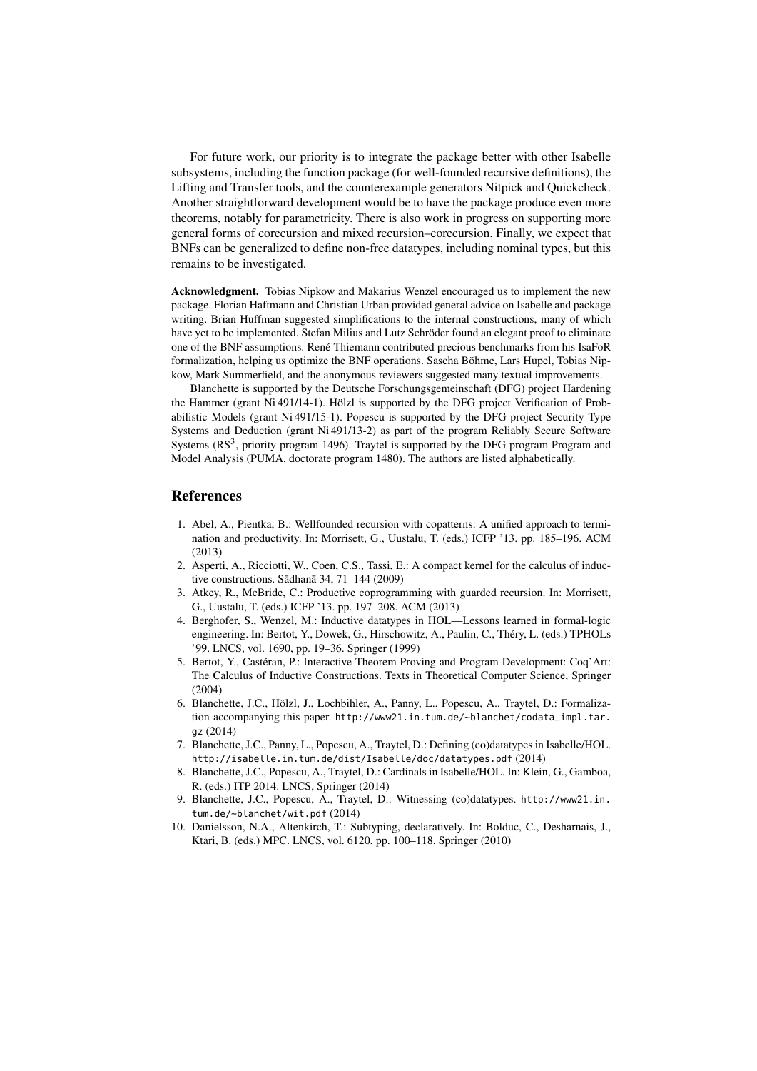For future work, our priority is to integrate the package better with other Isabelle subsystems, including the function package (for well-founded recursive definitions), the Lifting and Transfer tools, and the counterexample generators Nitpick and Quickcheck. Another straightforward development would be to have the package produce even more theorems, notably for parametricity. There is also work in progress on supporting more general forms of corecursion and mixed recursion–corecursion. Finally, we expect that BNFs can be generalized to define non-free datatypes, including nominal types, but this remains to be investigated.

**Acknowledgment.** Tobias Nipkow and Makarius Wenzel encouraged us to implement the new package. Florian Haftmann and Christian Urban provided general advice on Isabelle and package writing. Brian Huffman suggested simplifications to the internal constructions, many of which have yet to be implemented. Stefan Milius and Lutz Schröder found an elegant proof to eliminate one of the BNF assumptions. René Thiemann contributed precious benchmarks from his IsaFoR formalization, helping us optimize the BNF operations. Sascha Böhme, Lars Hupel, Tobias Nipkow, Mark Summerfield, and the anonymous reviewers suggested many textual improvements.

Blanchette is supported by the Deutsche Forschungsgemeinschaft (DFG) project Hardening the Hammer (grant Ni 491/14-1). Hölzl is supported by the DFG project Verification of Probabilistic Models (grant Ni 491/15-1). Popescu is supported by the DFG project Security Type Systems and Deduction (grant Ni 491/13-2) as part of the program Reliably Secure Software Systems (RS$^3$, priority program 1496). Traytel is supported by the DFG program Program and Model Analysis (PUMA, doctorate program 1480). The authors are listed alphabetically.

## References

1. Abel, A., Pientka, B.: Wellfounded recursion with copatterns: A unified approach to termination and productivity. In: Morrisett, G., Uustalu, T. (eds.) ICFP '13. pp. 185–196. ACM (2013)
2. Asperti, A., Ricciotti, W., Coen, C.S., Tassi, E.: A compact kernel for the calculus of inductive constructions. Sādhanā 34, 71–144 (2009)
3. Atkey, R., McBride, C.: Productive coprogramming with guarded recursion. In: Morrisett, G., Uustalu, T. (eds.) ICFP '13. pp. 197–208. ACM (2013)
4. Berghofer, S., Wenzel, M.: Inductive datatypes in HOL—Lessons learned in formal-logic engineering. In: Bertot, Y., Dowek, G., Hirschowitz, A., Paulin, C., Théry, L. (eds.) TPHOLs '99. LNCS, vol. 1690, pp. 19–36. Springer (1999)
5. Bertot, Y., Castéran, P.: Interactive Theorem Proving and Program Development: Coq'Art: The Calculus of Inductive Constructions. Texts in Theoretical Computer Science, Springer (2004)
6. Blanchette, J.C., Hölzl, J., Lochbihler, A., Panny, L., Popescu, A., Traytel, D.: Formalization accompanying this paper. `http://www21.in.tum.de/~blanchet/codata_impl.tar.gz` (2014)
7. Blanchette, J.C., Panny, L., Popescu, A., Traytel, D.: Defining (co)datatypes in Isabelle/HOL. `http://isabelle.in.tum.de/dist/Isabelle/doc/datatypes.pdf` (2014)
8. Blanchette, J.C., Popescu, A., Traytel, D.: Cardinals in Isabelle/HOL. In: Klein, G., Gamboa, R. (eds.) ITP 2014. LNCS, Springer (2014)
9. Blanchette, J.C., Popescu, A., Traytel, D.: Witnessing (co)datatypes. `http://www21.in.tum.de/~blanchet/wit.pdf` (2014)
10. Danielsson, N.A., Altenkirch, T.: Subtyping, declaratively. In: Bolduc, C., Desharnais, J., Ktari, B. (eds.) MPC. LNCS, vol. 6120, pp. 100–118. Springer (2010)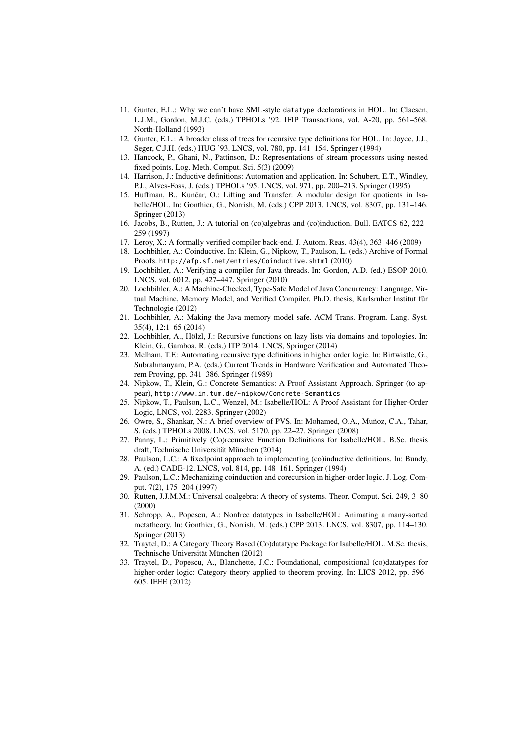11. Gunter, E.L.: Why we can't have SML-style `datatype` declarations in HOL. In: Claesen, L.J.M., Gordon, M.J.C. (eds.) TPHOLs '92. IFIP Transactions, vol. A-20, pp. 561–568. North-Holland (1993)
12. Gunter, E.L.: A broader class of trees for recursive type definitions for HOL. In: Joyce, J.J., Seger, C.J.H. (eds.) HUG '93. LNCS, vol. 780, pp. 141–154. Springer (1994)
13. Hancock, P., Ghani, N., Pattinson, D.: Representations of stream processors using nested fixed points. Log. Meth. Comput. Sci. 5(3) (2009)
14. Harrison, J.: Inductive definitions: Automation and application. In: Schubert, E.T., Windley, P.J., Alves-Foss, J. (eds.) TPHOLs '95. LNCS, vol. 971, pp. 200–213. Springer (1995)
15. Huffman, B., Kunčar, O.: Lifting and Transfer: A modular design for quotients in Isabelle/HOL. In: Gonthier, G., Norrish, M. (eds.) CPP 2013. LNCS, vol. 8307, pp. 131–146. Springer (2013)
16. Jacobs, B., Rutten, J.: A tutorial on (co)algebras and (co)induction. Bull. EATCS 62, 222–259 (1997)
17. Leroy, X.: A formally verified compiler back-end. J. Autom. Reas. 43(4), 363–446 (2009)
18. Lochbihler, A.: Coinductive. In: Klein, G., Nipkow, T., Paulson, L. (eds.) Archive of Formal Proofs. `http://afp.sf.net/entries/Coinductive.shtml` (2010)
19. Lochbihler, A.: Verifying a compiler for Java threads. In: Gordon, A.D. (ed.) ESOP 2010. LNCS, vol. 6012, pp. 427–447. Springer (2010)
20. Lochbihler, A.: A Machine-Checked, Type-Safe Model of Java Concurrency: Language, Virtual Machine, Memory Model, and Verified Compiler. Ph.D. thesis, Karlsruher Institut für Technologie (2012)
21. Lochbihler, A.: Making the Java memory model safe. ACM Trans. Program. Lang. Syst. 35(4), 12:1–65 (2014)
22. Lochbihler, A., Hölzl, J.: Recursive functions on lazy lists via domains and topologies. In: Klein, G., Gamboa, R. (eds.) ITP 2014. LNCS, Springer (2014)
23. Melham, T.F.: Automating recursive type definitions in higher order logic. In: Birtwistle, G., Subrahmanyam, P.A. (eds.) Current Trends in Hardware Verification and Automated Theorem Proving, pp. 341–386. Springer (1989)
24. Nipkow, T., Klein, G.: Concrete Semantics: A Proof Assistant Approach. Springer (to appear), `http://www.in.tum.de/~nipkow/Concrete-Semantics`
25. Nipkow, T., Paulson, L.C., Wenzel, M.: Isabelle/HOL: A Proof Assistant for Higher-Order Logic, LNCS, vol. 2283. Springer (2002)
26. Owre, S., Shankar, N.: A brief overview of PVS. In: Mohamed, O.A., Muñoz, C.A., Tahar, S. (eds.) TPHOLs 2008. LNCS, vol. 5170, pp. 22–27. Springer (2008)
27. Panny, L.: Primitively (Co)recursive Function Definitions for Isabelle/HOL. B.Sc. thesis draft, Technische Universität München (2014)
28. Paulson, L.C.: A fixedpoint approach to implementing (co)inductive definitions. In: Bundy, A. (ed.) CADE-12. LNCS, vol. 814, pp. 148–161. Springer (1994)
29. Paulson, L.C.: Mechanizing coinduction and corecursion in higher-order logic. J. Log. Comput. 7(2), 175–204 (1997)
30. Rutten, J.J.M.M.: Universal coalgebra: A theory of systems. Theor. Comput. Sci. 249, 3–80 (2000)
31. Schropp, A., Popescu, A.: Nonfree datatypes in Isabelle/HOL: Animating a many-sorted metatheory. In: Gonthier, G., Norrish, M. (eds.) CPP 2013. LNCS, vol. 8307, pp. 114–130. Springer (2013)
32. Traytel, D.: A Category Theory Based (Co)datatype Package for Isabelle/HOL. M.Sc. thesis, Technische Universität München (2012)
33. Traytel, D., Popescu, A., Blanchette, J.C.: Foundational, compositional (co)datatypes for higher-order logic: Category theory applied to theorem proving. In: LICS 2012, pp. 596–605. IEEE (2012)